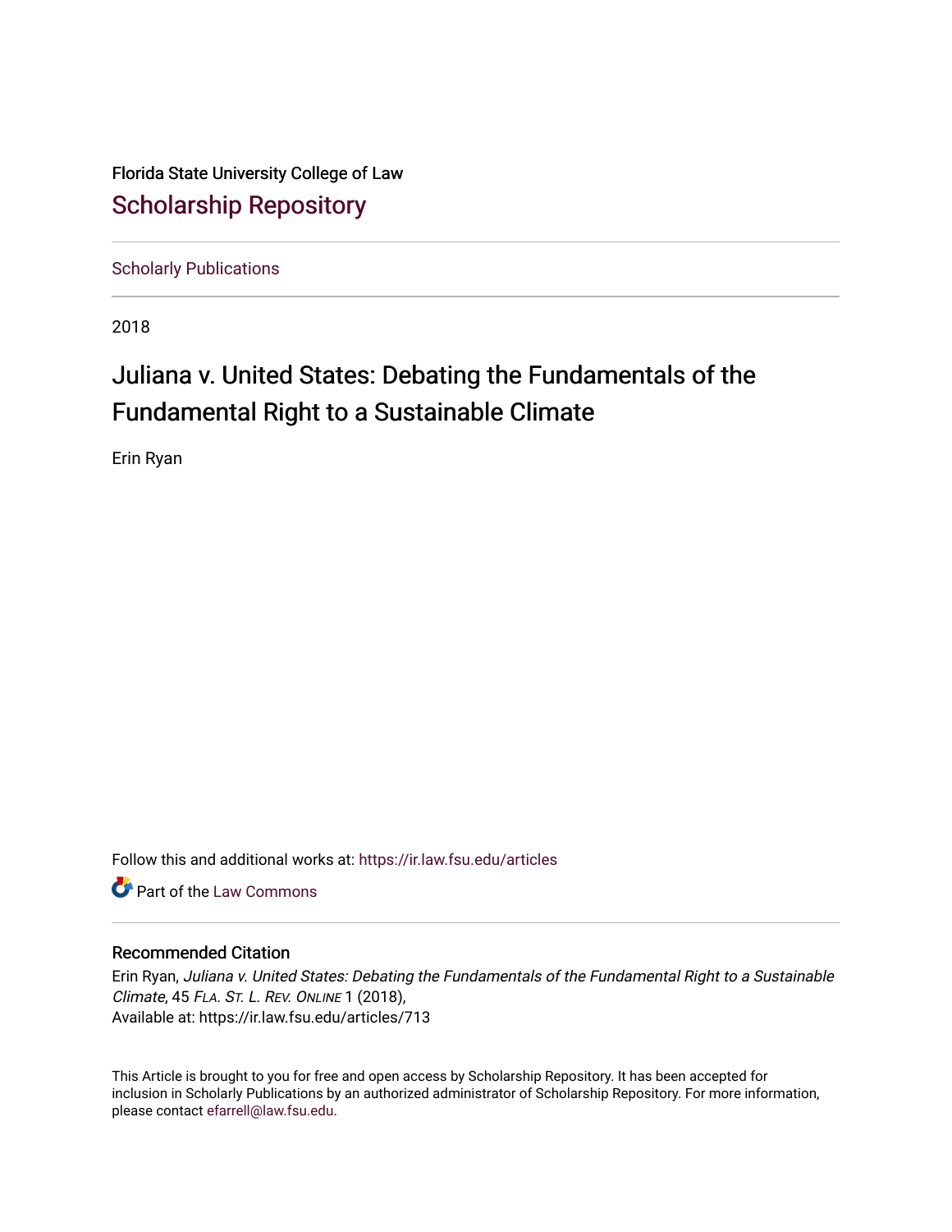Florida State University College of Law

# Scholarship Repository

Scholarly Publications

2018

# Juliana v. United States: Debating the Fundamentals of the Fundamental Right to a Sustainable Climate

Erin Ryan

Follow this and additional works at: https://ir.law.fsu.edu/articles

Part of the Law Commons

## Recommended Citation

Erin Ryan, *Juliana v. United States: Debating the Fundamentals of the Fundamental Right to a Sustainable Climate*, 45 *Fla. St. L. Rev. Online* 1 (2018),
Available at: https://ir.law.fsu.edu/articles/713

This Article is brought to you for free and open access by Scholarship Repository. It has been accepted for inclusion in Scholarly Publications by an authorized administrator of Scholarship Repository. For more information, please contact efarrell@law.fsu.edu.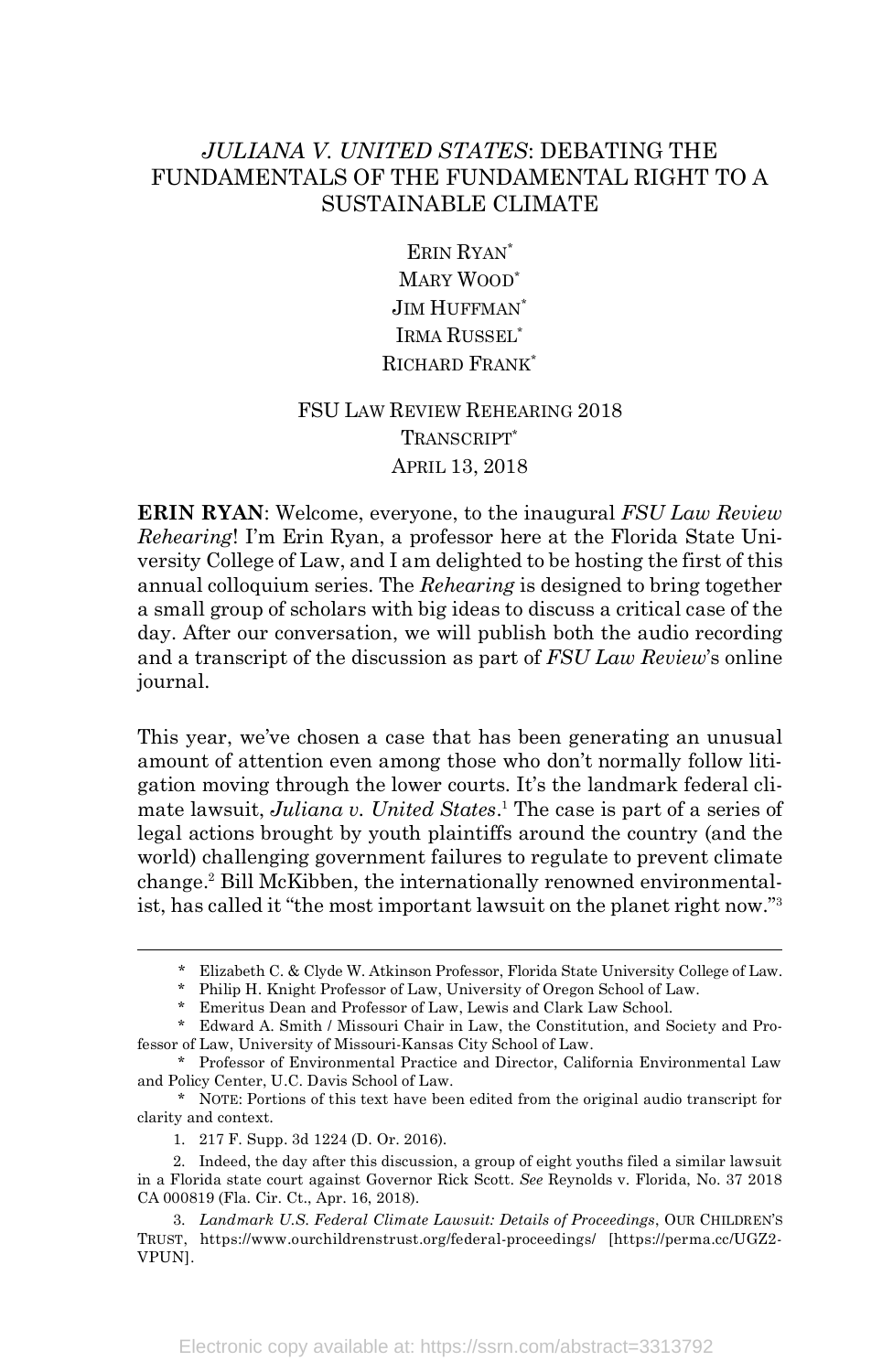# *JULIANA V. UNITED STATES*: DEBATING THE FUNDAMENTALS OF THE FUNDAMENTAL RIGHT TO A SUSTAINABLE CLIMATE

ERIN RYAN*
MARY WOOD*
JIM HUFFMAN*
IRMA RUSSEL*
RICHARD FRANK*

FSU LAW REVIEW REHEARING 2018
TRANSCRIPT*
APRIL 13, 2018

**ERIN RYAN**: Welcome, everyone, to the inaugural *FSU Law Review Rehearing*! I'm Erin Ryan, a professor here at the Florida State University College of Law, and I am delighted to be hosting the first of this annual colloquium series. The *Rehearing* is designed to bring together a small group of scholars with big ideas to discuss a critical case of the day. After our conversation, we will publish both the audio recording and a transcript of the discussion as part of *FSU Law Review*'s online journal.

This year, we've chosen a case that has been generating an unusual amount of attention even among those who don't normally follow litigation moving through the lower courts. It's the landmark federal climate lawsuit, *Juliana v. United States*.[1] The case is part of a series of legal actions brought by youth plaintiffs around the country (and the world) challenging government failures to regulate to prevent climate change.[2] Bill McKibben, the internationally renowned environmentalist, has called it "the most important lawsuit on the planet right now."[3]

---

\* Elizabeth C. & Clyde W. Atkinson Professor, Florida State University College of Law.

\* Philip H. Knight Professor of Law, University of Oregon School of Law.

\* Emeritus Dean and Professor of Law, Lewis and Clark Law School.

\* Edward A. Smith / Missouri Chair in Law, the Constitution, and Society and Professor of Law, University of Missouri-Kansas City School of Law.

\* Professor of Environmental Practice and Director, California Environmental Law and Policy Center, U.C. Davis School of Law.

\* NOTE: Portions of this text have been edited from the original audio transcript for clarity and context.

1. 217 F. Supp. 3d 1224 (D. Or. 2016).

2. Indeed, the day after this discussion, a group of eight youths filed a similar lawsuit in a Florida state court against Governor Rick Scott. *See* Reynolds v. Florida, No. 37 2018 CA 000819 (Fla. Cir. Ct., Apr. 16, 2018).

3. *Landmark U.S. Federal Climate Lawsuit: Details of Proceedings*, OUR CHILDREN'S TRUST, https://www.ourchildrenstrust.org/federal-proceedings/ [https://perma.cc/UGZ2-VPUN].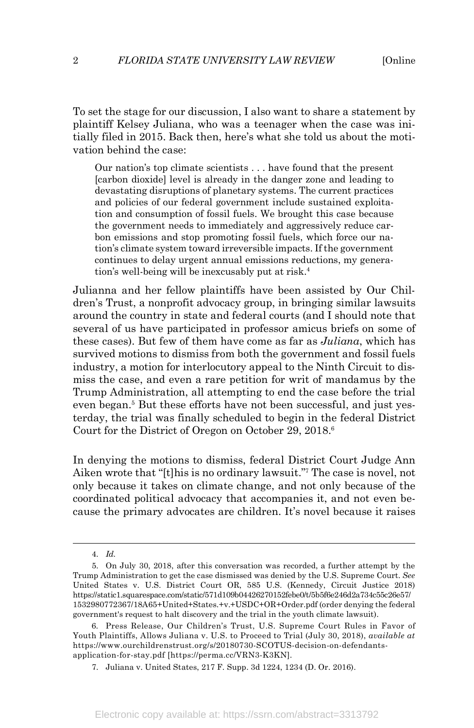To set the stage for our discussion, I also want to share a statement by plaintiff Kelsey Juliana, who was a teenager when the case was initially filed in 2015. Back then, here's what she told us about the motivation behind the case:

> Our nation's top climate scientists . . . have found that the present [carbon dioxide] level is already in the danger zone and leading to devastating disruptions of planetary systems. The current practices and policies of our federal government include sustained exploitation and consumption of fossil fuels. We brought this case because the government needs to immediately and aggressively reduce carbon emissions and stop promoting fossil fuels, which force our nation's climate system toward irreversible impacts. If the government continues to delay urgent annual emissions reductions, my generation's well-being will be inexcusably put at risk.[4]

Julianna and her fellow plaintiffs have been assisted by Our Children's Trust, a nonprofit advocacy group, in bringing similar lawsuits around the country in state and federal courts (and I should note that several of us have participated in professor amicus briefs on some of these cases). But few of them have come as far as *Juliana*, which has survived motions to dismiss from both the government and fossil fuels industry, a motion for interlocutory appeal to the Ninth Circuit to dismiss the case, and even a rare petition for writ of mandamus by the Trump Administration, all attempting to end the case before the trial even began.[5] But these efforts have not been successful, and just yesterday, the trial was finally scheduled to begin in the federal District Court for the District of Oregon on October 29, 2018.[6]

In denying the motions to dismiss, federal District Court Judge Ann Aiken wrote that "[t]his is no ordinary lawsuit."[7] The case is novel, not only because it takes on climate change, and not only because of the coordinated political advocacy that accompanies it, and not even because the primary advocates are children. It's novel because it raises

---

4. *Id.*

5. On July 30, 2018, after this conversation was recorded, a further attempt by the Trump Administration to get the case dismissed was denied by the U.S. Supreme Court. *See* United States v. U.S. District Court OR, 585 U.S. (Kennedy, Circuit Justice 2018) https://static1.squarespace.com/static/571d109b04426270152febe0/t/5b5f6e246d2a734c55c26e57/1532980772367/18A65+United+States.+v.+USDC+OR+Order.pdf (order denying the federal government's request to halt discovery and the trial in the youth climate lawsuit).

6. Press Release, Our Children's Trust, U.S. Supreme Court Rules in Favor of Youth Plaintiffs, Allows Juliana v. U.S. to Proceed to Trial (July 30, 2018), *available at* https://www.ourchildrenstrust.org/s/20180730-SCOTUS-decision-on-defendants-application-for-stay.pdf [https://perma.cc/VRN3-K3KN].

7. Juliana v. United States, 217 F. Supp. 3d 1224, 1234 (D. Or. 2016).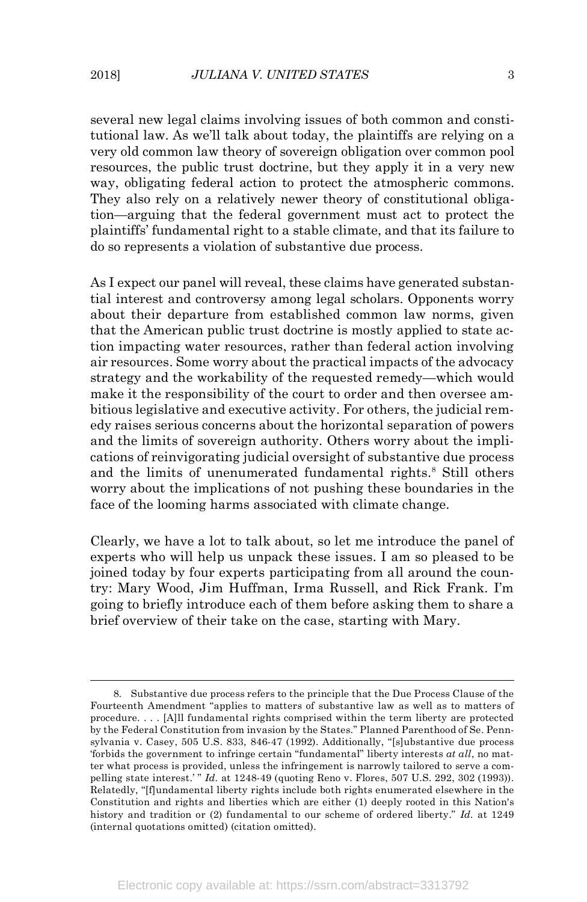several new legal claims involving issues of both common and constitutional law. As we'll talk about today, the plaintiffs are relying on a very old common law theory of sovereign obligation over common pool resources, the public trust doctrine, but they apply it in a very new way, obligating federal action to protect the atmospheric commons. They also rely on a relatively newer theory of constitutional obligation—arguing that the federal government must act to protect the plaintiffs' fundamental right to a stable climate, and that its failure to do so represents a violation of substantive due process.

As I expect our panel will reveal, these claims have generated substantial interest and controversy among legal scholars. Opponents worry about their departure from established common law norms, given that the American public trust doctrine is mostly applied to state action impacting water resources, rather than federal action involving air resources. Some worry about the practical impacts of the advocacy strategy and the workability of the requested remedy—which would make it the responsibility of the court to order and then oversee ambitious legislative and executive activity. For others, the judicial remedy raises serious concerns about the horizontal separation of powers and the limits of sovereign authority. Others worry about the implications of reinvigorating judicial oversight of substantive due process and the limits of unenumerated fundamental rights.[8] Still others worry about the implications of not pushing these boundaries in the face of the looming harms associated with climate change.

Clearly, we have a lot to talk about, so let me introduce the panel of experts who will help us unpack these issues. I am so pleased to be joined today by four experts participating from all around the country: Mary Wood, Jim Huffman, Irma Russell, and Rick Frank. I'm going to briefly introduce each of them before asking them to share a brief overview of their take on the case, starting with Mary.

---

8. Substantive due process refers to the principle that the Due Process Clause of the Fourteenth Amendment "applies to matters of substantive law as well as to matters of procedure. . . . [A]ll fundamental rights comprised within the term liberty are protected by the Federal Constitution from invasion by the States." Planned Parenthood of Se. Pennsylvania v. Casey, 505 U.S. 833, 846-47 (1992). Additionally, "[s]ubstantive due process 'forbids the government to infringe certain "fundamental" liberty interests *at all*, no matter what process is provided, unless the infringement is narrowly tailored to serve a compelling state interest.' " *Id.* at 1248-49 (quoting Reno v. Flores, 507 U.S. 292, 302 (1993)). Relatedly, "[f]undamental liberty rights include both rights enumerated elsewhere in the Constitution and rights and liberties which are either (1) deeply rooted in this Nation's history and tradition or (2) fundamental to our scheme of ordered liberty." *Id.* at 1249 (internal quotations omitted) (citation omitted).

Electronic copy available at: https://ssrn.com/abstract=3313792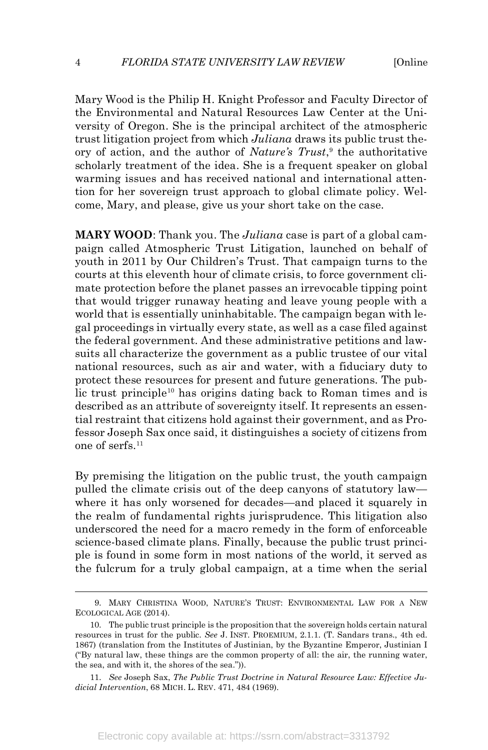Mary Wood is the Philip H. Knight Professor and Faculty Director of the Environmental and Natural Resources Law Center at the University of Oregon. She is the principal architect of the atmospheric trust litigation project from which *Juliana* draws its public trust theory of action, and the author of *Nature's Trust*,[9] the authoritative scholarly treatment of the idea. She is a frequent speaker on global warming issues and has received national and international attention for her sovereign trust approach to global climate policy. Welcome, Mary, and please, give us your short take on the case.

**MARY WOOD**: Thank you. The *Juliana* case is part of a global campaign called Atmospheric Trust Litigation, launched on behalf of youth in 2011 by Our Children's Trust. That campaign turns to the courts at this eleventh hour of climate crisis, to force government climate protection before the planet passes an irrevocable tipping point that would trigger runaway heating and leave young people with a world that is essentially uninhabitable. The campaign began with legal proceedings in virtually every state, as well as a case filed against the federal government. And these administrative petitions and lawsuits all characterize the government as a public trustee of our vital national resources, such as air and water, with a fiduciary duty to protect these resources for present and future generations. The public trust principle[10] has origins dating back to Roman times and is described as an attribute of sovereignty itself. It represents an essential restraint that citizens hold against their government, and as Professor Joseph Sax once said, it distinguishes a society of citizens from one of serfs.[11]

By premising the litigation on the public trust, the youth campaign pulled the climate crisis out of the deep canyons of statutory law—where it has only worsened for decades—and placed it squarely in the realm of fundamental rights jurisprudence. This litigation also underscored the need for a macro remedy in the form of enforceable science-based climate plans. Finally, because the public trust principle is found in some form in most nations of the world, it served as the fulcrum for a truly global campaign, at a time when the serial

---

9. MARY CHRISTINA WOOD, NATURE'S TRUST: ENVIRONMENTAL LAW FOR A NEW ECOLOGICAL AGE (2014).

10. The public trust principle is the proposition that the sovereign holds certain natural resources in trust for the public. *See* J. INST. PROEMIUM, 2.1.1. (T. Sandars trans., 4th ed. 1867) (translation from the Institutes of Justinian, by the Byzantine Emperor, Justinian I ("By natural law, these things are the common property of all: the air, the running water, the sea, and with it, the shores of the sea.")).

11. *See* Joseph Sax, *The Public Trust Doctrine in Natural Resource Law: Effective Judicial Intervention*, 68 MICH. L. REV. 471, 484 (1969).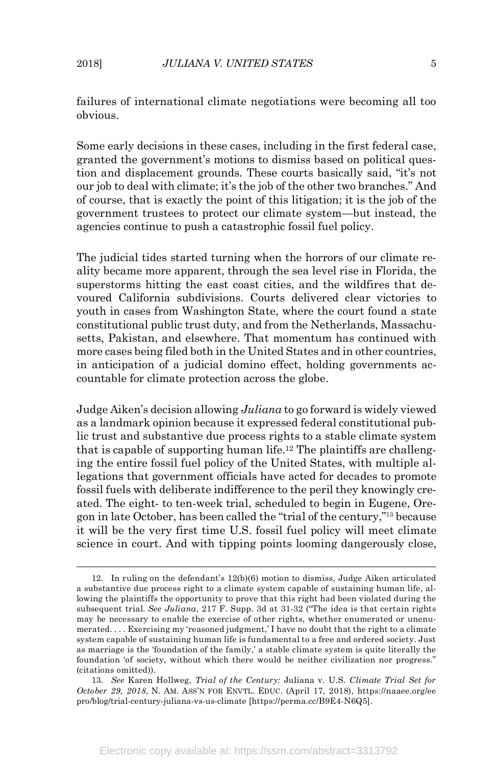failures of international climate negotiations were becoming all too obvious.

Some early decisions in these cases, including in the first federal case, granted the government's motions to dismiss based on political question and displacement grounds. These courts basically said, "it's not our job to deal with climate; it's the job of the other two branches." And of course, that is exactly the point of this litigation; it is the job of the government trustees to protect our climate system—but instead, the agencies continue to push a catastrophic fossil fuel policy.

The judicial tides started turning when the horrors of our climate reality became more apparent, through the sea level rise in Florida, the superstorms hitting the east coast cities, and the wildfires that devoured California subdivisions. Courts delivered clear victories to youth in cases from Washington State, where the court found a state constitutional public trust duty, and from the Netherlands, Massachusetts, Pakistan, and elsewhere. That momentum has continued with more cases being filed both in the United States and in other countries, in anticipation of a judicial domino effect, holding governments accountable for climate protection across the globe.

Judge Aiken's decision allowing *Juliana* to go forward is widely viewed as a landmark opinion because it expressed federal constitutional public trust and substantive due process rights to a stable climate system that is capable of supporting human life.[12] The plaintiffs are challenging the entire fossil fuel policy of the United States, with multiple allegations that government officials have acted for decades to promote fossil fuels with deliberate indifference to the peril they knowingly created. The eight- to ten-week trial, scheduled to begin in Eugene, Oregon in late October, has been called the "trial of the century,"[13] because it will be the very first time U.S. fossil fuel policy will meet climate science in court. And with tipping points looming dangerously close,

---

12. In ruling on the defendant's 12(b)(6) motion to dismiss, Judge Aiken articulated a substantive due process right to a climate system capable of sustaining human life, allowing the plaintiffs the opportunity to prove that this right had been violated during the subsequent trial. *See Juliana*, 217 F. Supp. 3d at 31-32 ("The idea is that certain rights may be necessary to enable the exercise of other rights, whether enumerated or unenumerated. . . . Exercising my 'reasoned judgment,' I have no doubt that the right to a climate system capable of sustaining human life is fundamental to a free and ordered society. Just as marriage is the 'foundation of the family,' a stable climate system is quite literally the foundation 'of society, without which there would be neither civilization nor progress." (citations omitted)).

13. *See* Karen Hollweg, *Trial of the Century:* Juliana v. U.S. *Climate Trial Set for October 29, 2018*, N. AM. ASS'N FOR ENVTL. EDUC. (April 17, 2018), https://naaee.org/eepro/blog/trial-century-juliana-vs-us-climate [https://perma.cc/B9E4-N6Q5].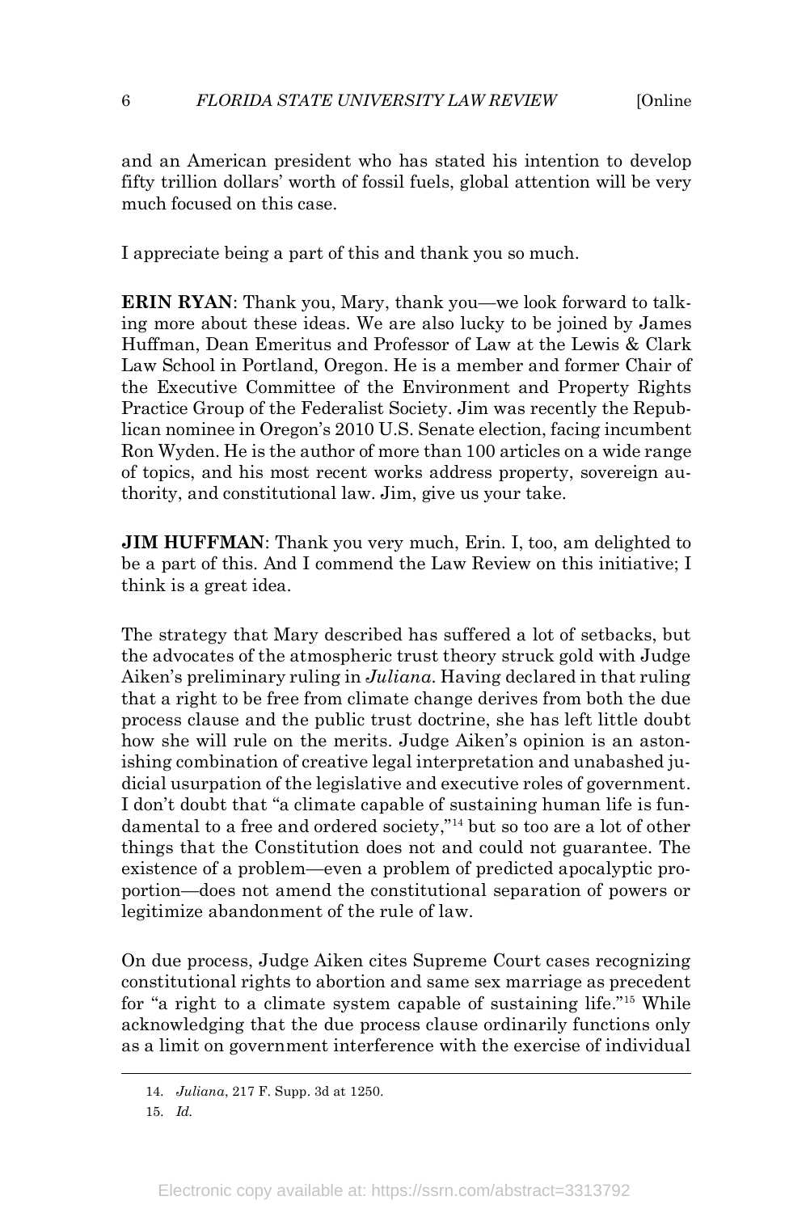and an American president who has stated his intention to develop fifty trillion dollars' worth of fossil fuels, global attention will be very much focused on this case.

I appreciate being a part of this and thank you so much.

**ERIN RYAN**: Thank you, Mary, thank you—we look forward to talking more about these ideas. We are also lucky to be joined by James Huffman, Dean Emeritus and Professor of Law at the Lewis & Clark Law School in Portland, Oregon. He is a member and former Chair of the Executive Committee of the Environment and Property Rights Practice Group of the Federalist Society. Jim was recently the Republican nominee in Oregon's 2010 U.S. Senate election, facing incumbent Ron Wyden. He is the author of more than 100 articles on a wide range of topics, and his most recent works address property, sovereign authority, and constitutional law. Jim, give us your take.

**JIM HUFFMAN**: Thank you very much, Erin. I, too, am delighted to be a part of this. And I commend the Law Review on this initiative; I think is a great idea.

The strategy that Mary described has suffered a lot of setbacks, but the advocates of the atmospheric trust theory struck gold with Judge Aiken's preliminary ruling in *Juliana*. Having declared in that ruling that a right to be free from climate change derives from both the due process clause and the public trust doctrine, she has left little doubt how she will rule on the merits. Judge Aiken's opinion is an astonishing combination of creative legal interpretation and unabashed judicial usurpation of the legislative and executive roles of government. I don't doubt that "a climate capable of sustaining human life is fundamental to a free and ordered society,"[14] but so too are a lot of other things that the Constitution does not and could not guarantee. The existence of a problem—even a problem of predicted apocalyptic proportion—does not amend the constitutional separation of powers or legitimize abandonment of the rule of law.

On due process, Judge Aiken cites Supreme Court cases recognizing constitutional rights to abortion and same sex marriage as precedent for "a right to a climate system capable of sustaining life."[15] While acknowledging that the due process clause ordinarily functions only as a limit on government interference with the exercise of individual

---

14. *Juliana*, 217 F. Supp. 3d at 1250.

15. *Id.*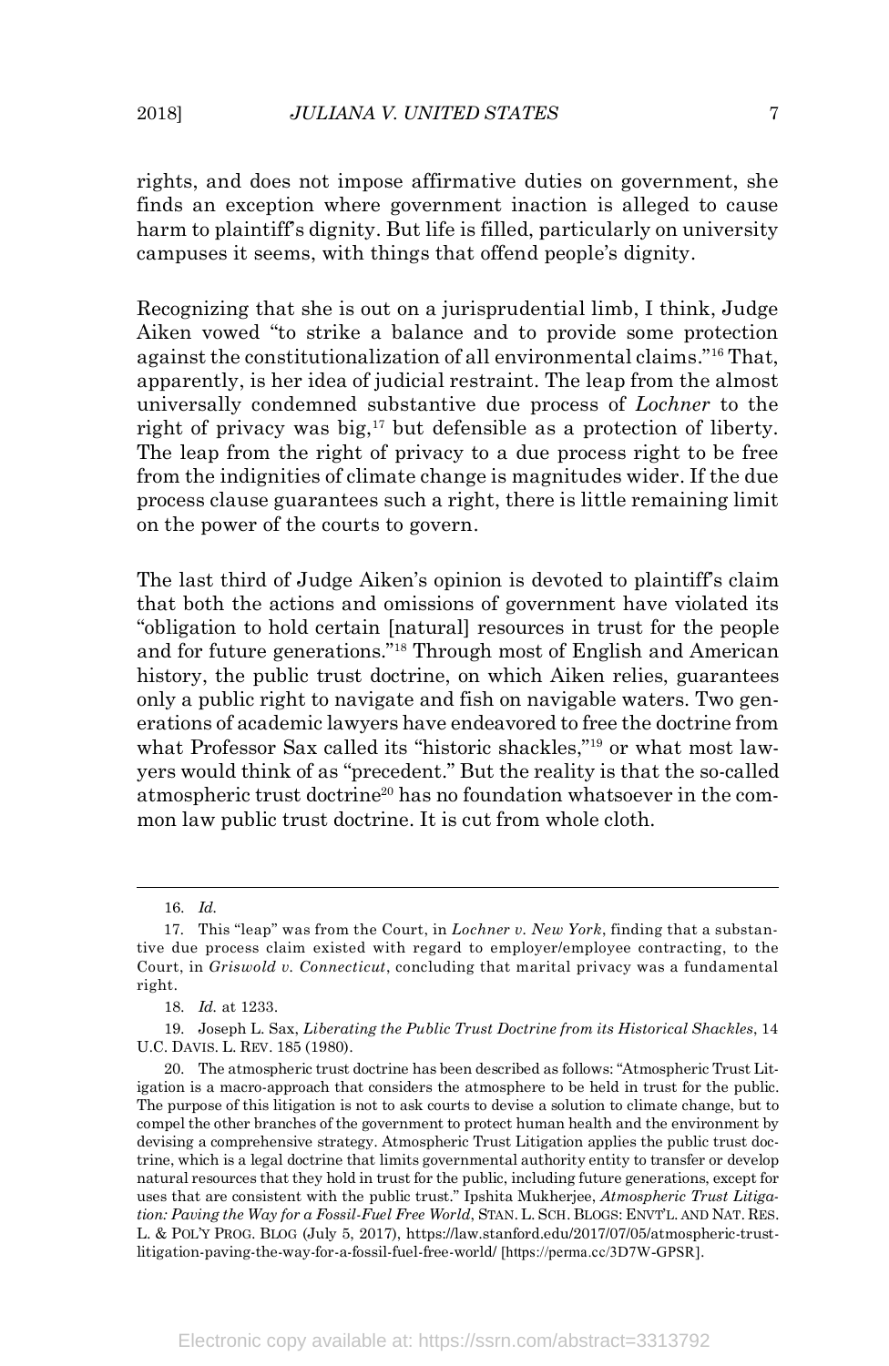rights, and does not impose affirmative duties on government, she finds an exception where government inaction is alleged to cause harm to plaintiff's dignity. But life is filled, particularly on university campuses it seems, with things that offend people's dignity.

Recognizing that she is out on a jurisprudential limb, I think, Judge Aiken vowed "to strike a balance and to provide some protection against the constitutionalization of all environmental claims."[16] That, apparently, is her idea of judicial restraint. The leap from the almost universally condemned substantive due process of *Lochner* to the right of privacy was big,[17] but defensible as a protection of liberty. The leap from the right of privacy to a due process right to be free from the indignities of climate change is magnitudes wider. If the due process clause guarantees such a right, there is little remaining limit on the power of the courts to govern.

The last third of Judge Aiken's opinion is devoted to plaintiff's claim that both the actions and omissions of government have violated its "obligation to hold certain [natural] resources in trust for the people and for future generations."[18] Through most of English and American history, the public trust doctrine, on which Aiken relies, guarantees only a public right to navigate and fish on navigable waters. Two generations of academic lawyers have endeavored to free the doctrine from what Professor Sax called its "historic shackles,"[19] or what most lawyers would think of as "precedent." But the reality is that the so-called atmospheric trust doctrine[20] has no foundation whatsoever in the common law public trust doctrine. It is cut from whole cloth.

---

16. *Id.*

17. This "leap" was from the Court, in *Lochner v. New York*, finding that a substantive due process claim existed with regard to employer/employee contracting, to the Court, in *Griswold v. Connecticut*, concluding that marital privacy was a fundamental right.

18. *Id.* at 1233.

19. Joseph L. Sax, *Liberating the Public Trust Doctrine from its Historical Shackles*, 14 U.C. DAVIS. L. REV. 185 (1980).

20. The atmospheric trust doctrine has been described as follows: "Atmospheric Trust Litigation is a macro-approach that considers the atmosphere to be held in trust for the public. The purpose of this litigation is not to ask courts to devise a solution to climate change, but to compel the other branches of the government to protect human health and the environment by devising a comprehensive strategy. Atmospheric Trust Litigation applies the public trust doctrine, which is a legal doctrine that limits governmental authority entity to transfer or develop natural resources that they hold in trust for the public, including future generations, except for uses that are consistent with the public trust." Ipshita Mukherjee, *Atmospheric Trust Litigation: Paving the Way for a Fossil-Fuel Free World*, STAN. L. SCH. BLOGS: ENVT'L. AND NAT. RES. L. & POL'Y PROG. BLOG (July 5, 2017), https://law.stanford.edu/2017/07/05/atmospheric-trust-litigation-paving-the-way-for-a-fossil-fuel-free-world/ [https://perma.cc/3D7W-GPSR].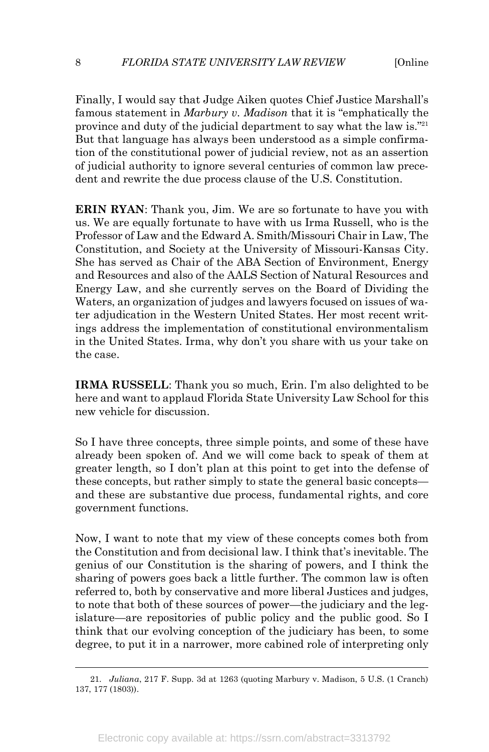Finally, I would say that Judge Aiken quotes Chief Justice Marshall's famous statement in *Marbury v. Madison* that it is "emphatically the province and duty of the judicial department to say what the law is."[21] But that language has always been understood as a simple confirmation of the constitutional power of judicial review, not as an assertion of judicial authority to ignore several centuries of common law precedent and rewrite the due process clause of the U.S. Constitution.

**ERIN RYAN**: Thank you, Jim. We are so fortunate to have you with us. We are equally fortunate to have with us Irma Russell, who is the Professor of Law and the Edward A. Smith/Missouri Chair in Law, The Constitution, and Society at the University of Missouri-Kansas City. She has served as Chair of the ABA Section of Environment, Energy and Resources and also of the AALS Section of Natural Resources and Energy Law, and she currently serves on the Board of Dividing the Waters, an organization of judges and lawyers focused on issues of water adjudication in the Western United States. Her most recent writings address the implementation of constitutional environmentalism in the United States. Irma, why don't you share with us your take on the case.

**IRMA RUSSELL**: Thank you so much, Erin. I'm also delighted to be here and want to applaud Florida State University Law School for this new vehicle for discussion.

So I have three concepts, three simple points, and some of these have already been spoken of. And we will come back to speak of them at greater length, so I don't plan at this point to get into the defense of these concepts, but rather simply to state the general basic concepts—and these are substantive due process, fundamental rights, and core government functions.

Now, I want to note that my view of these concepts comes both from the Constitution and from decisional law. I think that's inevitable. The genius of our Constitution is the sharing of powers, and I think the sharing of powers goes back a little further. The common law is often referred to, both by conservative and more liberal Justices and judges, to note that both of these sources of power—the judiciary and the legislature—are repositories of public policy and the public good. So I think that our evolving conception of the judiciary has been, to some degree, to put it in a narrower, more cabined role of interpreting only

---

21. *Juliana*, 217 F. Supp. 3d at 1263 (quoting Marbury v. Madison, 5 U.S. (1 Cranch) 137, 177 (1803)).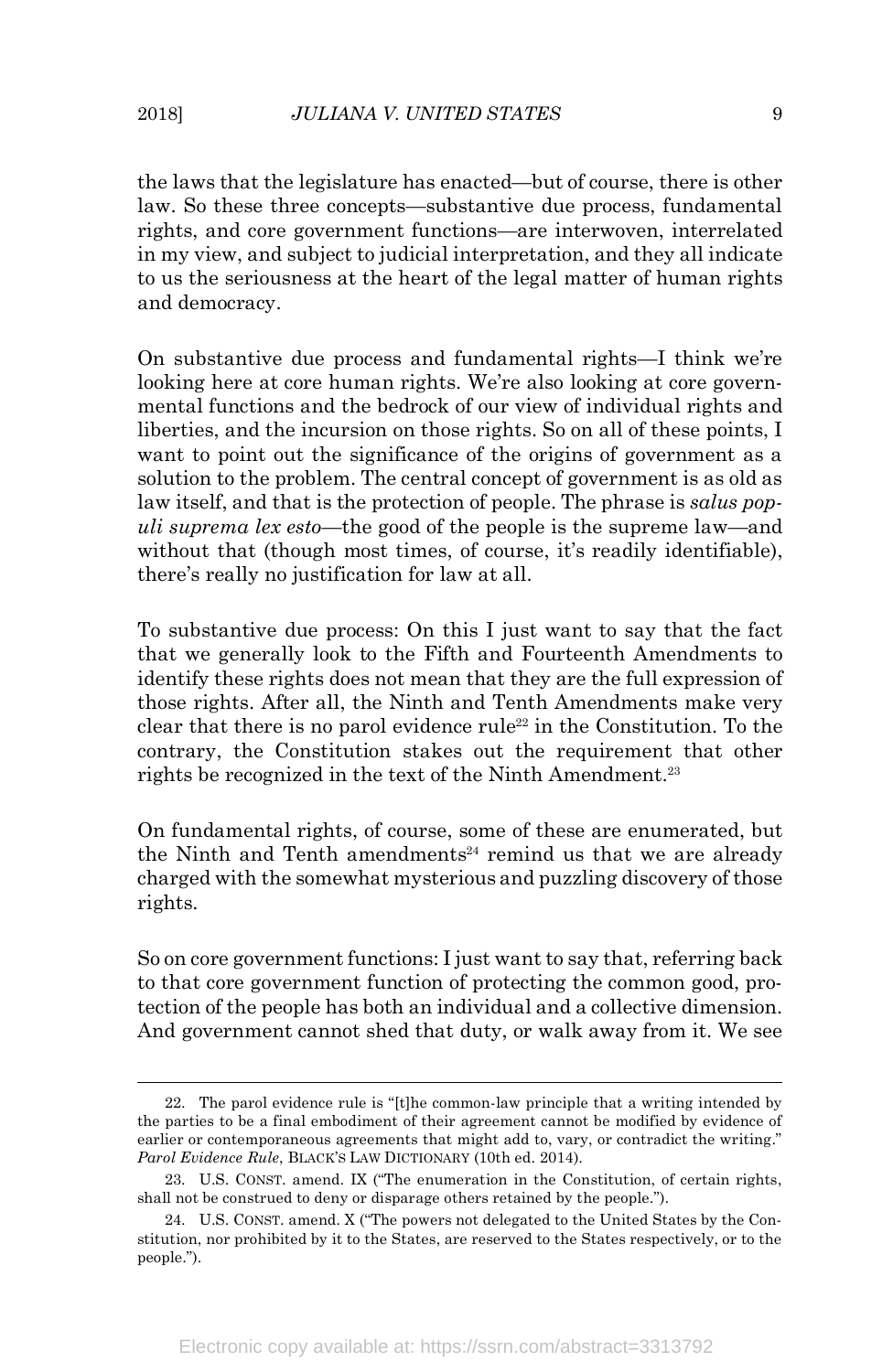the laws that the legislature has enacted—but of course, there is other law. So these three concepts—substantive due process, fundamental rights, and core government functions—are interwoven, interrelated in my view, and subject to judicial interpretation, and they all indicate to us the seriousness at the heart of the legal matter of human rights and democracy.

On substantive due process and fundamental rights—I think we're looking here at core human rights. We're also looking at core governmental functions and the bedrock of our view of individual rights and liberties, and the incursion on those rights. So on all of these points, I want to point out the significance of the origins of government as a solution to the problem. The central concept of government is as old as law itself, and that is the protection of people. The phrase is *salus populi suprema lex esto*—the good of the people is the supreme law—and without that (though most times, of course, it's readily identifiable), there's really no justification for law at all.

To substantive due process: On this I just want to say that the fact that we generally look to the Fifth and Fourteenth Amendments to identify these rights does not mean that they are the full expression of those rights. After all, the Ninth and Tenth Amendments make very clear that there is no parol evidence rule[22] in the Constitution. To the contrary, the Constitution stakes out the requirement that other rights be recognized in the text of the Ninth Amendment.[23]

On fundamental rights, of course, some of these are enumerated, but the Ninth and Tenth amendments[24] remind us that we are already charged with the somewhat mysterious and puzzling discovery of those rights.

So on core government functions: I just want to say that, referring back to that core government function of protecting the common good, protection of the people has both an individual and a collective dimension. And government cannot shed that duty, or walk away from it. We see

---

22. The parol evidence rule is "[t]he common-law principle that a writing intended by the parties to be a final embodiment of their agreement cannot be modified by evidence of earlier or contemporaneous agreements that might add to, vary, or contradict the writing." *Parol Evidence Rule*, BLACK'S LAW DICTIONARY (10th ed. 2014).

23. U.S. CONST. amend. IX ("The enumeration in the Constitution, of certain rights, shall not be construed to deny or disparage others retained by the people.").

24. U.S. CONST. amend. X ("The powers not delegated to the United States by the Constitution, nor prohibited by it to the States, are reserved to the States respectively, or to the people.").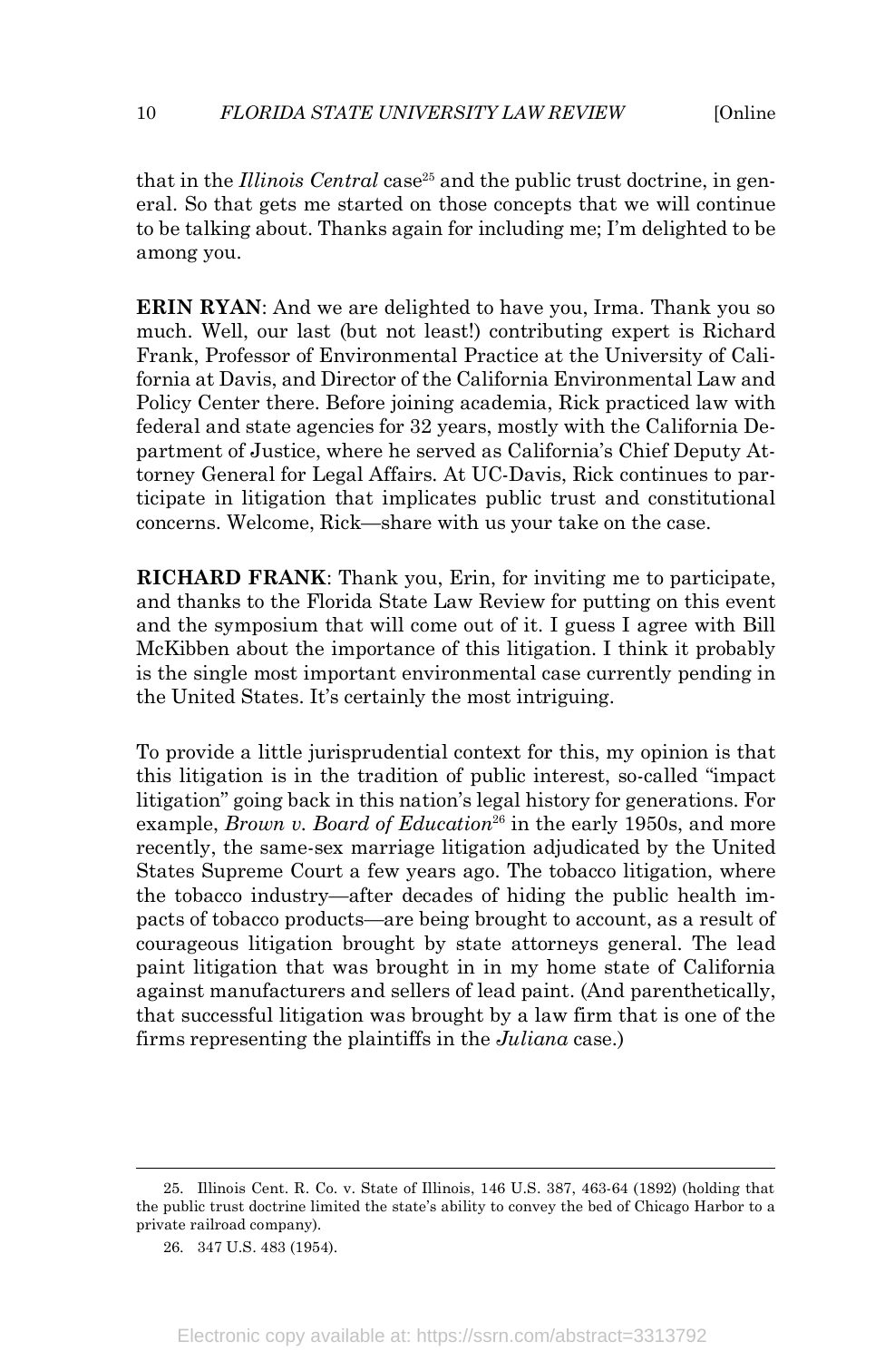that in the *Illinois Central* case[25] and the public trust doctrine, in general. So that gets me started on those concepts that we will continue to be talking about. Thanks again for including me; I'm delighted to be among you.

**ERIN RYAN**: And we are delighted to have you, Irma. Thank you so much. Well, our last (but not least!) contributing expert is Richard Frank, Professor of Environmental Practice at the University of California at Davis, and Director of the California Environmental Law and Policy Center there. Before joining academia, Rick practiced law with federal and state agencies for 32 years, mostly with the California Department of Justice, where he served as California's Chief Deputy Attorney General for Legal Affairs. At UC-Davis, Rick continues to participate in litigation that implicates public trust and constitutional concerns. Welcome, Rick—share with us your take on the case.

**RICHARD FRANK**: Thank you, Erin, for inviting me to participate, and thanks to the Florida State Law Review for putting on this event and the symposium that will come out of it. I guess I agree with Bill McKibben about the importance of this litigation. I think it probably is the single most important environmental case currently pending in the United States. It's certainly the most intriguing.

To provide a little jurisprudential context for this, my opinion is that this litigation is in the tradition of public interest, so-called "impact litigation" going back in this nation's legal history for generations. For example, *Brown v. Board of Education*[26] in the early 1950s, and more recently, the same-sex marriage litigation adjudicated by the United States Supreme Court a few years ago. The tobacco litigation, where the tobacco industry—after decades of hiding the public health impacts of tobacco products—are being brought to account, as a result of courageous litigation brought by state attorneys general. The lead paint litigation that was brought in in my home state of California against manufacturers and sellers of lead paint. (And parenthetically, that successful litigation was brought by a law firm that is one of the firms representing the plaintiffs in the *Juliana* case.)

---

25. Illinois Cent. R. Co. v. State of Illinois, 146 U.S. 387, 463-64 (1892) (holding that the public trust doctrine limited the state's ability to convey the bed of Chicago Harbor to a private railroad company).

26. 347 U.S. 483 (1954).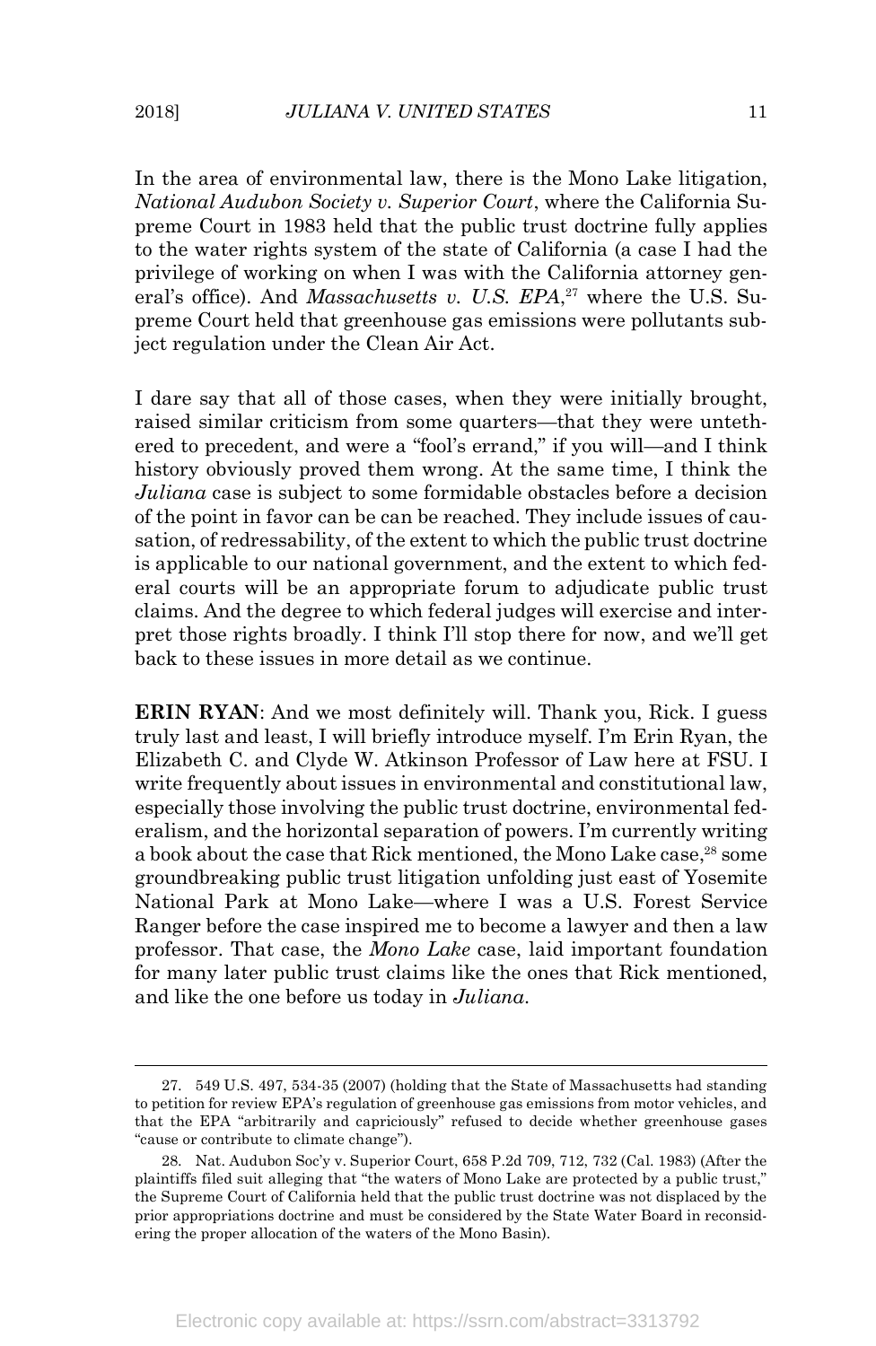In the area of environmental law, there is the Mono Lake litigation, *National Audubon Society v. Superior Court*, where the California Supreme Court in 1983 held that the public trust doctrine fully applies to the water rights system of the state of California (a case I had the privilege of working on when I was with the California attorney general's office). And *Massachusetts v. U.S. EPA*,[27] where the U.S. Supreme Court held that greenhouse gas emissions were pollutants subject regulation under the Clean Air Act.

I dare say that all of those cases, when they were initially brought, raised similar criticism from some quarters—that they were untethered to precedent, and were a "fool's errand," if you will—and I think history obviously proved them wrong. At the same time, I think the *Juliana* case is subject to some formidable obstacles before a decision of the point in favor can be can be reached. They include issues of causation, of redressability, of the extent to which the public trust doctrine is applicable to our national government, and the extent to which federal courts will be an appropriate forum to adjudicate public trust claims. And the degree to which federal judges will exercise and interpret those rights broadly. I think I'll stop there for now, and we'll get back to these issues in more detail as we continue.

**ERIN RYAN**: And we most definitely will. Thank you, Rick. I guess truly last and least, I will briefly introduce myself. I'm Erin Ryan, the Elizabeth C. and Clyde W. Atkinson Professor of Law here at FSU. I write frequently about issues in environmental and constitutional law, especially those involving the public trust doctrine, environmental federalism, and the horizontal separation of powers. I'm currently writing a book about the case that Rick mentioned, the Mono Lake case,[28] some groundbreaking public trust litigation unfolding just east of Yosemite National Park at Mono Lake—where I was a U.S. Forest Service Ranger before the case inspired me to become a lawyer and then a law professor. That case, the *Mono Lake* case, laid important foundation for many later public trust claims like the ones that Rick mentioned, and like the one before us today in *Juliana*.

---

27. 549 U.S. 497, 534-35 (2007) (holding that the State of Massachusetts had standing to petition for review EPA's regulation of greenhouse gas emissions from motor vehicles, and that the EPA "arbitrarily and capriciously" refused to decide whether greenhouse gases "cause or contribute to climate change").

28. Nat. Audubon Soc'y v. Superior Court, 658 P.2d 709, 712, 732 (Cal. 1983) (After the plaintiffs filed suit alleging that "the waters of Mono Lake are protected by a public trust," the Supreme Court of California held that the public trust doctrine was not displaced by the prior appropriations doctrine and must be considered by the State Water Board in reconsidering the proper allocation of the waters of the Mono Basin).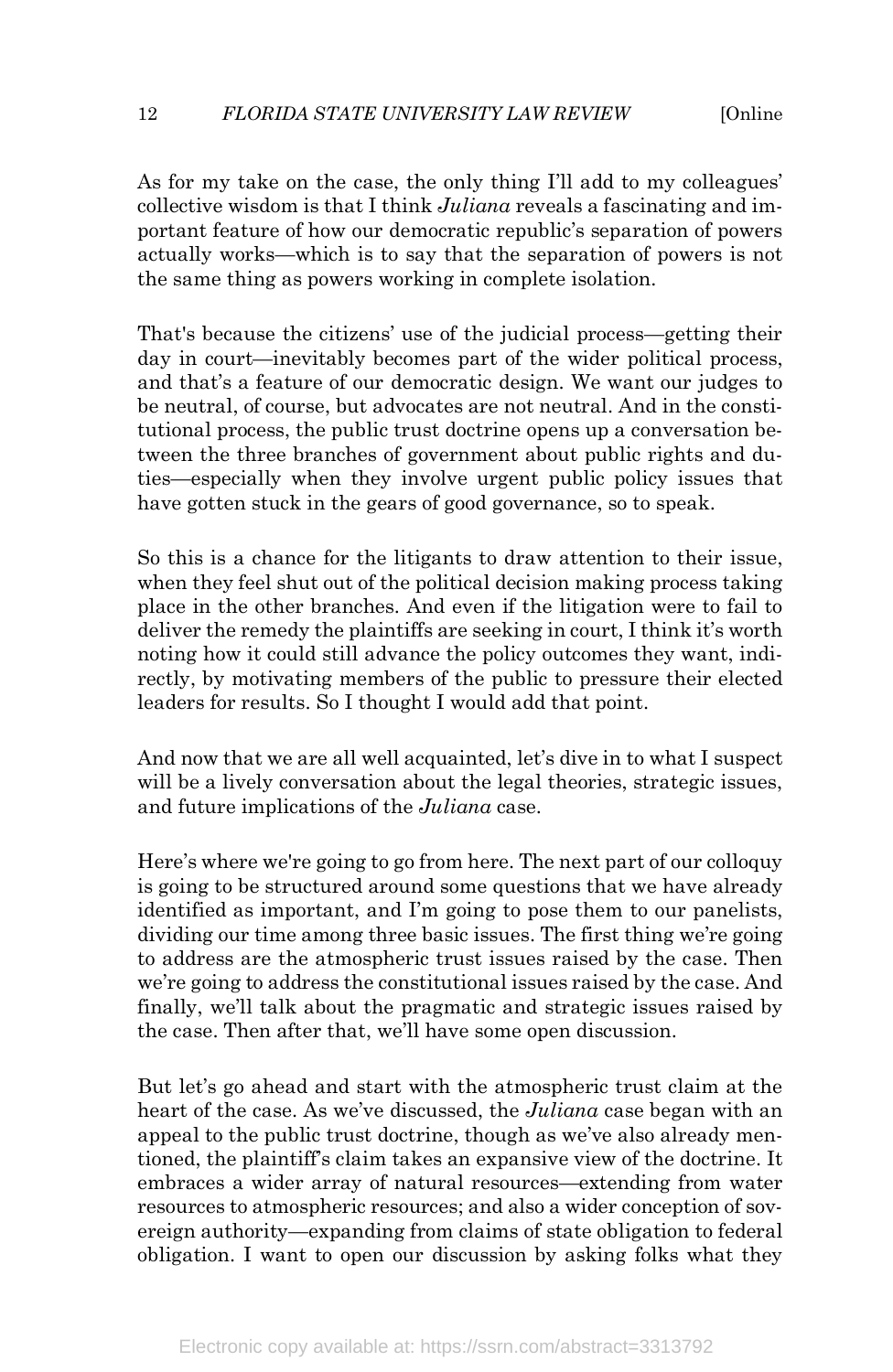As for my take on the case, the only thing I'll add to my colleagues' collective wisdom is that I think *Juliana* reveals a fascinating and important feature of how our democratic republic's separation of powers actually works—which is to say that the separation of powers is not the same thing as powers working in complete isolation.

That's because the citizens' use of the judicial process—getting their day in court—inevitably becomes part of the wider political process, and that's a feature of our democratic design. We want our judges to be neutral, of course, but advocates are not neutral. And in the constitutional process, the public trust doctrine opens up a conversation between the three branches of government about public rights and duties—especially when they involve urgent public policy issues that have gotten stuck in the gears of good governance, so to speak.

So this is a chance for the litigants to draw attention to their issue, when they feel shut out of the political decision making process taking place in the other branches. And even if the litigation were to fail to deliver the remedy the plaintiffs are seeking in court, I think it's worth noting how it could still advance the policy outcomes they want, indirectly, by motivating members of the public to pressure their elected leaders for results. So I thought I would add that point.

And now that we are all well acquainted, let's dive in to what I suspect will be a lively conversation about the legal theories, strategic issues, and future implications of the *Juliana* case.

Here's where we're going to go from here. The next part of our colloquy is going to be structured around some questions that we have already identified as important, and I'm going to pose them to our panelists, dividing our time among three basic issues. The first thing we're going to address are the atmospheric trust issues raised by the case. Then we're going to address the constitutional issues raised by the case. And finally, we'll talk about the pragmatic and strategic issues raised by the case. Then after that, we'll have some open discussion.

But let's go ahead and start with the atmospheric trust claim at the heart of the case. As we've discussed, the *Juliana* case began with an appeal to the public trust doctrine, though as we've also already mentioned, the plaintiff's claim takes an expansive view of the doctrine. It embraces a wider array of natural resources—extending from water resources to atmospheric resources; and also a wider conception of sovereign authority—expanding from claims of state obligation to federal obligation. I want to open our discussion by asking folks what they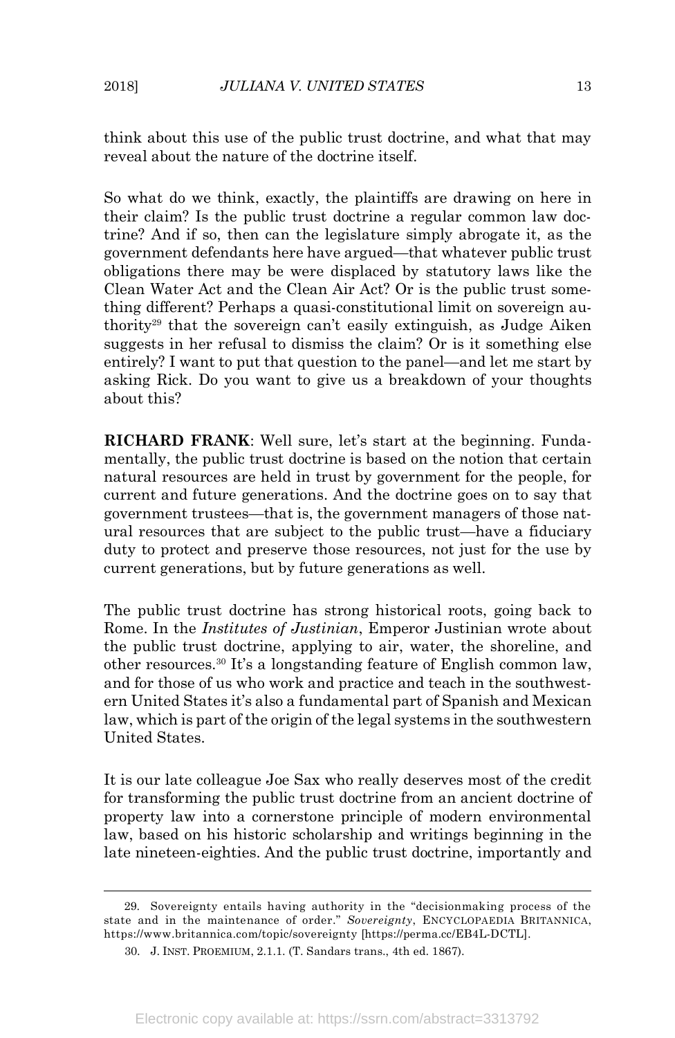think about this use of the public trust doctrine, and what that may reveal about the nature of the doctrine itself.

So what do we think, exactly, the plaintiffs are drawing on here in their claim? Is the public trust doctrine a regular common law doctrine? And if so, then can the legislature simply abrogate it, as the government defendants here have argued—that whatever public trust obligations there may be were displaced by statutory laws like the Clean Water Act and the Clean Air Act? Or is the public trust something different? Perhaps a quasi-constitutional limit on sovereign authority[29] that the sovereign can't easily extinguish, as Judge Aiken suggests in her refusal to dismiss the claim? Or is it something else entirely? I want to put that question to the panel—and let me start by asking Rick. Do you want to give us a breakdown of your thoughts about this?

**RICHARD FRANK**: Well sure, let's start at the beginning. Fundamentally, the public trust doctrine is based on the notion that certain natural resources are held in trust by government for the people, for current and future generations. And the doctrine goes on to say that government trustees—that is, the government managers of those natural resources that are subject to the public trust—have a fiduciary duty to protect and preserve those resources, not just for the use by current generations, but by future generations as well.

The public trust doctrine has strong historical roots, going back to Rome. In the *Institutes of Justinian*, Emperor Justinian wrote about the public trust doctrine, applying to air, water, the shoreline, and other resources.[30] It's a longstanding feature of English common law, and for those of us who work and practice and teach in the southwestern United States it's also a fundamental part of Spanish and Mexican law, which is part of the origin of the legal systems in the southwestern United States.

It is our late colleague Joe Sax who really deserves most of the credit for transforming the public trust doctrine from an ancient doctrine of property law into a cornerstone principle of modern environmental law, based on his historic scholarship and writings beginning in the late nineteen-eighties. And the public trust doctrine, importantly and

---

29. Sovereignty entails having authority in the "decisionmaking process of the state and in the maintenance of order." *Sovereignty*, ENCYCLOPAEDIA BRITANNICA, https://www.britannica.com/topic/sovereignty [https://perma.cc/EB4L-DCTL].

30. J. INST. PROEMIUM, 2.1.1. (T. Sandars trans., 4th ed. 1867).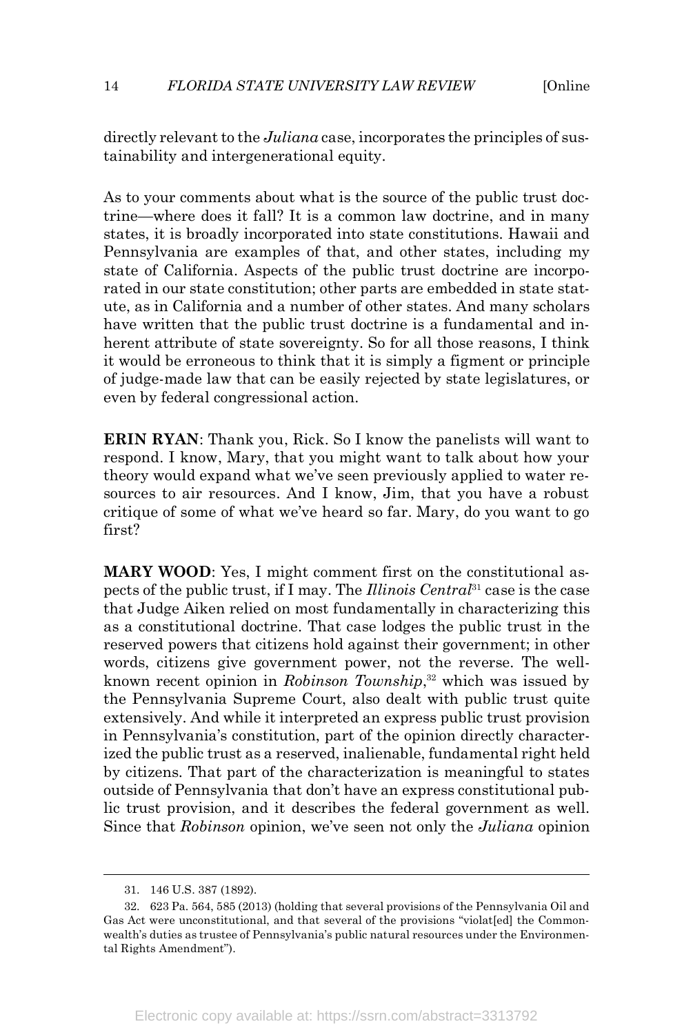directly relevant to the *Juliana* case, incorporates the principles of sustainability and intergenerational equity.

As to your comments about what is the source of the public trust doctrine—where does it fall? It is a common law doctrine, and in many states, it is broadly incorporated into state constitutions. Hawaii and Pennsylvania are examples of that, and other states, including my state of California. Aspects of the public trust doctrine are incorporated in our state constitution; other parts are embedded in state statute, as in California and a number of other states. And many scholars have written that the public trust doctrine is a fundamental and inherent attribute of state sovereignty. So for all those reasons, I think it would be erroneous to think that it is simply a figment or principle of judge-made law that can be easily rejected by state legislatures, or even by federal congressional action.

**ERIN RYAN**: Thank you, Rick. So I know the panelists will want to respond. I know, Mary, that you might want to talk about how your theory would expand what we've seen previously applied to water resources to air resources. And I know, Jim, that you have a robust critique of some of what we've heard so far. Mary, do you want to go first?

**MARY WOOD**: Yes, I might comment first on the constitutional aspects of the public trust, if I may. The *Illinois Central*[31] case is the case that Judge Aiken relied on most fundamentally in characterizing this as a constitutional doctrine. That case lodges the public trust in the reserved powers that citizens hold against their government; in other words, citizens give government power, not the reverse. The well-known recent opinion in *Robinson Township*,[32] which was issued by the Pennsylvania Supreme Court, also dealt with public trust quite extensively. And while it interpreted an express public trust provision in Pennsylvania's constitution, part of the opinion directly characterized the public trust as a reserved, inalienable, fundamental right held by citizens. That part of the characterization is meaningful to states outside of Pennsylvania that don't have an express constitutional public trust provision, and it describes the federal government as well. Since that *Robinson* opinion, we've seen not only the *Juliana* opinion

---

31. 146 U.S. 387 (1892).

32. 623 Pa. 564, 585 (2013) (holding that several provisions of the Pennsylvania Oil and Gas Act were unconstitutional, and that several of the provisions "violat[ed] the Commonwealth's duties as trustee of Pennsylvania's public natural resources under the Environmental Rights Amendment").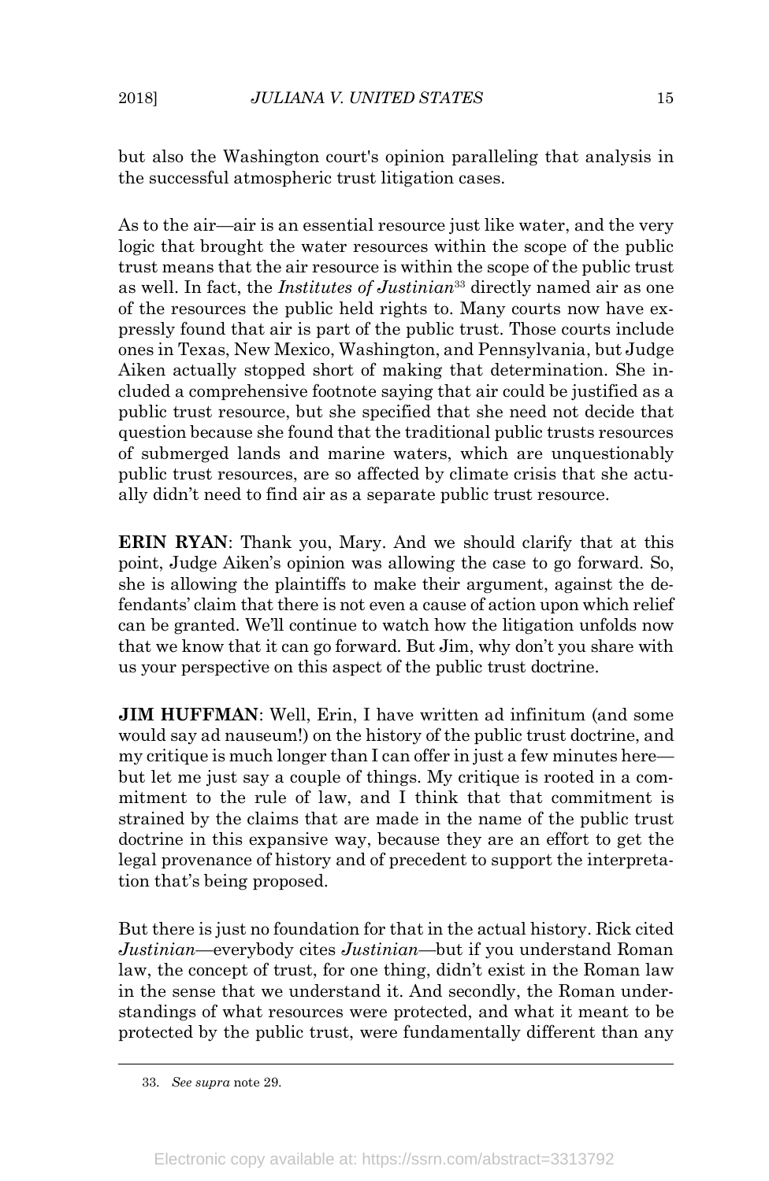but also the Washington court's opinion paralleling that analysis in the successful atmospheric trust litigation cases.

As to the air—air is an essential resource just like water, and the very logic that brought the water resources within the scope of the public trust means that the air resource is within the scope of the public trust as well. In fact, the *Institutes of Justinian*[33] directly named air as one of the resources the public held rights to. Many courts now have expressly found that air is part of the public trust. Those courts include ones in Texas, New Mexico, Washington, and Pennsylvania, but Judge Aiken actually stopped short of making that determination. She included a comprehensive footnote saying that air could be justified as a public trust resource, but she specified that she need not decide that question because she found that the traditional public trusts resources of submerged lands and marine waters, which are unquestionably public trust resources, are so affected by climate crisis that she actually didn't need to find air as a separate public trust resource.

**ERIN RYAN**: Thank you, Mary. And we should clarify that at this point, Judge Aiken's opinion was allowing the case to go forward. So, she is allowing the plaintiffs to make their argument, against the defendants' claim that there is not even a cause of action upon which relief can be granted. We'll continue to watch how the litigation unfolds now that we know that it can go forward. But Jim, why don't you share with us your perspective on this aspect of the public trust doctrine.

**JIM HUFFMAN**: Well, Erin, I have written ad infinitum (and some would say ad nauseum!) on the history of the public trust doctrine, and my critique is much longer than I can offer in just a few minutes here—but let me just say a couple of things. My critique is rooted in a commitment to the rule of law, and I think that that commitment is strained by the claims that are made in the name of the public trust doctrine in this expansive way, because they are an effort to get the legal provenance of history and of precedent to support the interpretation that's being proposed.

But there is just no foundation for that in the actual history. Rick cited *Justinian*—everybody cites *Justinian*—but if you understand Roman law, the concept of trust, for one thing, didn't exist in the Roman law in the sense that we understand it. And secondly, the Roman understandings of what resources were protected, and what it meant to be protected by the public trust, were fundamentally different than any

---

33. *See supra* note 29.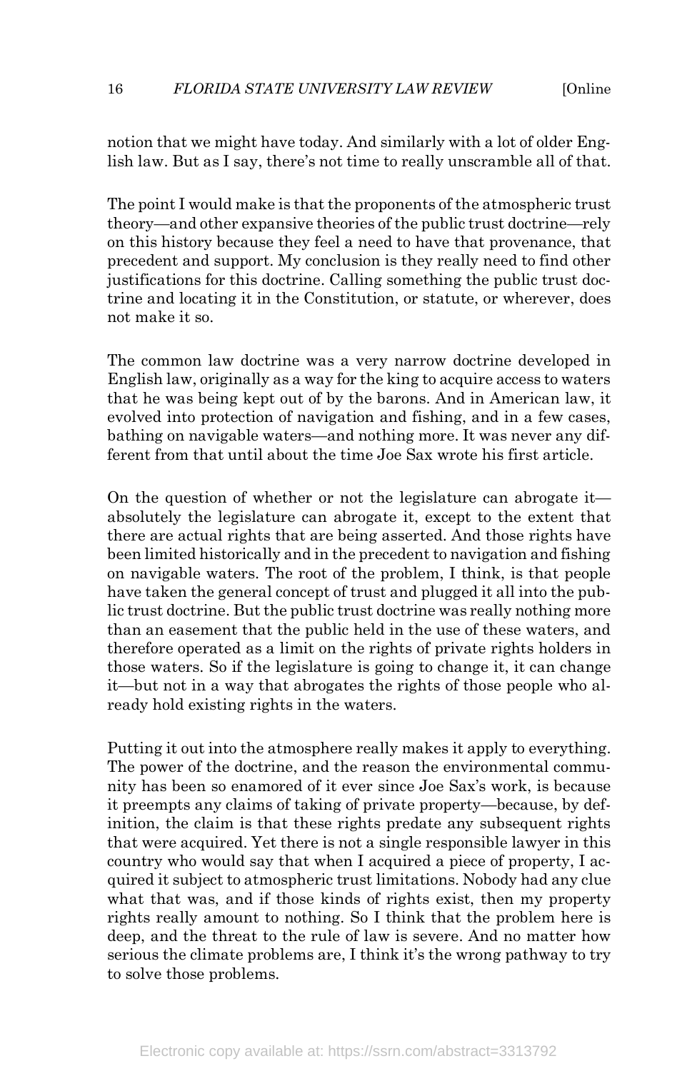notion that we might have today. And similarly with a lot of older English law. But as I say, there's not time to really unscramble all of that.

The point I would make is that the proponents of the atmospheric trust theory—and other expansive theories of the public trust doctrine—rely on this history because they feel a need to have that provenance, that precedent and support. My conclusion is they really need to find other justifications for this doctrine. Calling something the public trust doctrine and locating it in the Constitution, or statute, or wherever, does not make it so.

The common law doctrine was a very narrow doctrine developed in English law, originally as a way for the king to acquire access to waters that he was being kept out of by the barons. And in American law, it evolved into protection of navigation and fishing, and in a few cases, bathing on navigable waters—and nothing more. It was never any different from that until about the time Joe Sax wrote his first article.

On the question of whether or not the legislature can abrogate it—absolutely the legislature can abrogate it, except to the extent that there are actual rights that are being asserted. And those rights have been limited historically and in the precedent to navigation and fishing on navigable waters. The root of the problem, I think, is that people have taken the general concept of trust and plugged it all into the public trust doctrine. But the public trust doctrine was really nothing more than an easement that the public held in the use of these waters, and therefore operated as a limit on the rights of private rights holders in those waters. So if the legislature is going to change it, it can change it—but not in a way that abrogates the rights of those people who already hold existing rights in the waters.

Putting it out into the atmosphere really makes it apply to everything. The power of the doctrine, and the reason the environmental community has been so enamored of it ever since Joe Sax's work, is because it preempts any claims of taking of private property—because, by definition, the claim is that these rights predate any subsequent rights that were acquired. Yet there is not a single responsible lawyer in this country who would say that when I acquired a piece of property, I acquired it subject to atmospheric trust limitations. Nobody had any clue what that was, and if those kinds of rights exist, then my property rights really amount to nothing. So I think that the problem here is deep, and the threat to the rule of law is severe. And no matter how serious the climate problems are, I think it's the wrong pathway to try to solve those problems.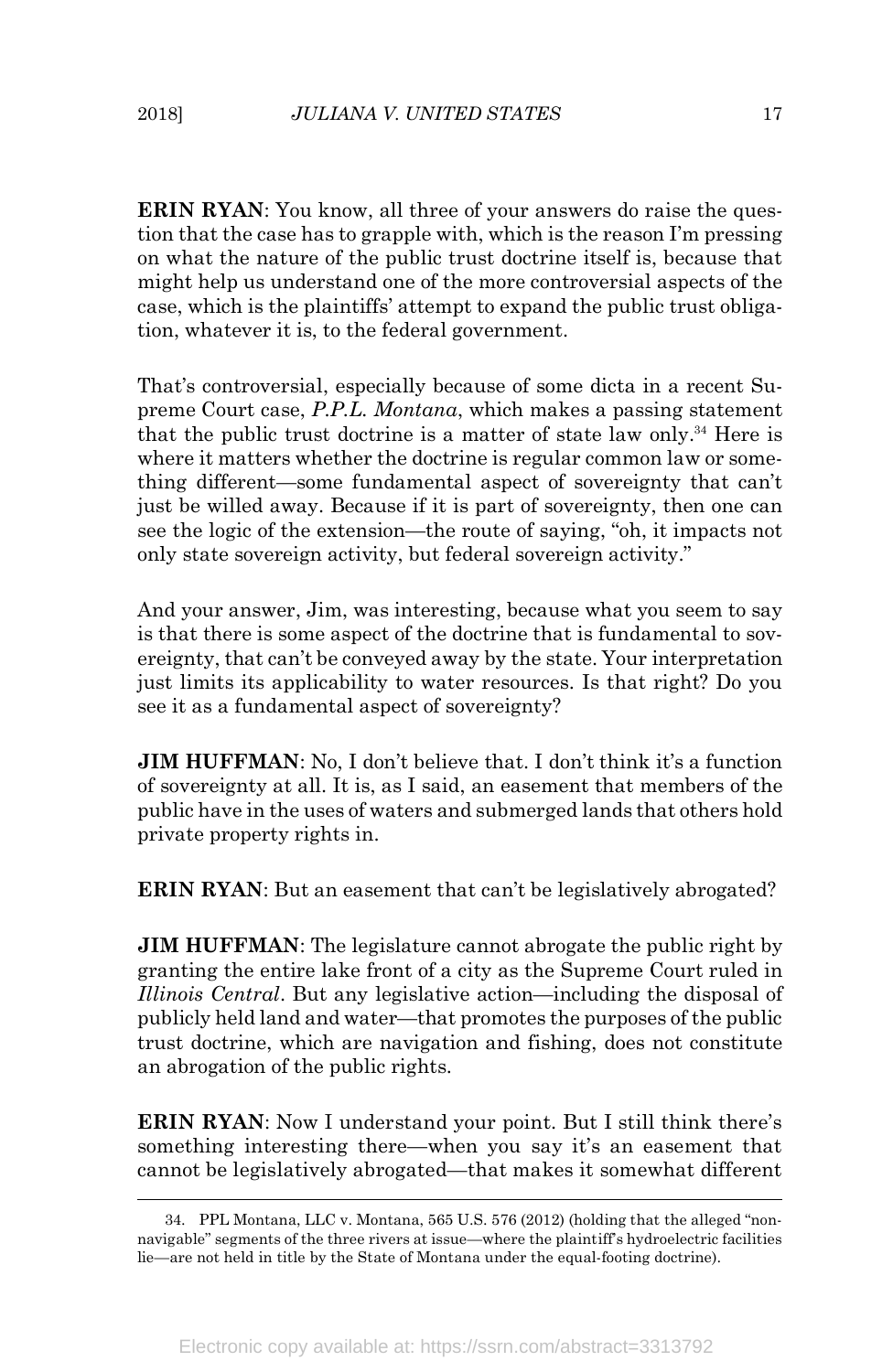**ERIN RYAN**: You know, all three of your answers do raise the question that the case has to grapple with, which is the reason I'm pressing on what the nature of the public trust doctrine itself is, because that might help us understand one of the more controversial aspects of the case, which is the plaintiffs' attempt to expand the public trust obligation, whatever it is, to the federal government.

That's controversial, especially because of some dicta in a recent Supreme Court case, *P.P.L. Montana*, which makes a passing statement that the public trust doctrine is a matter of state law only.[34] Here is where it matters whether the doctrine is regular common law or something different—some fundamental aspect of sovereignty that can't just be willed away. Because if it is part of sovereignty, then one can see the logic of the extension—the route of saying, "oh, it impacts not only state sovereign activity, but federal sovereign activity."

And your answer, Jim, was interesting, because what you seem to say is that there is some aspect of the doctrine that is fundamental to sovereignty, that can't be conveyed away by the state. Your interpretation just limits its applicability to water resources. Is that right? Do you see it as a fundamental aspect of sovereignty?

**JIM HUFFMAN**: No, I don't believe that. I don't think it's a function of sovereignty at all. It is, as I said, an easement that members of the public have in the uses of waters and submerged lands that others hold private property rights in.

**ERIN RYAN**: But an easement that can't be legislatively abrogated?

**JIM HUFFMAN**: The legislature cannot abrogate the public right by granting the entire lake front of a city as the Supreme Court ruled in *Illinois Central*. But any legislative action—including the disposal of publicly held land and water—that promotes the purposes of the public trust doctrine, which are navigation and fishing, does not constitute an abrogation of the public rights.

**ERIN RYAN**: Now I understand your point. But I still think there's something interesting there—when you say it's an easement that cannot be legislatively abrogated—that makes it somewhat different

34. PPL Montana, LLC v. Montana, 565 U.S. 576 (2012) (holding that the alleged "non-navigable" segments of the three rivers at issue—where the plaintiff's hydroelectric facilities lie—are not held in title by the State of Montana under the equal-footing doctrine).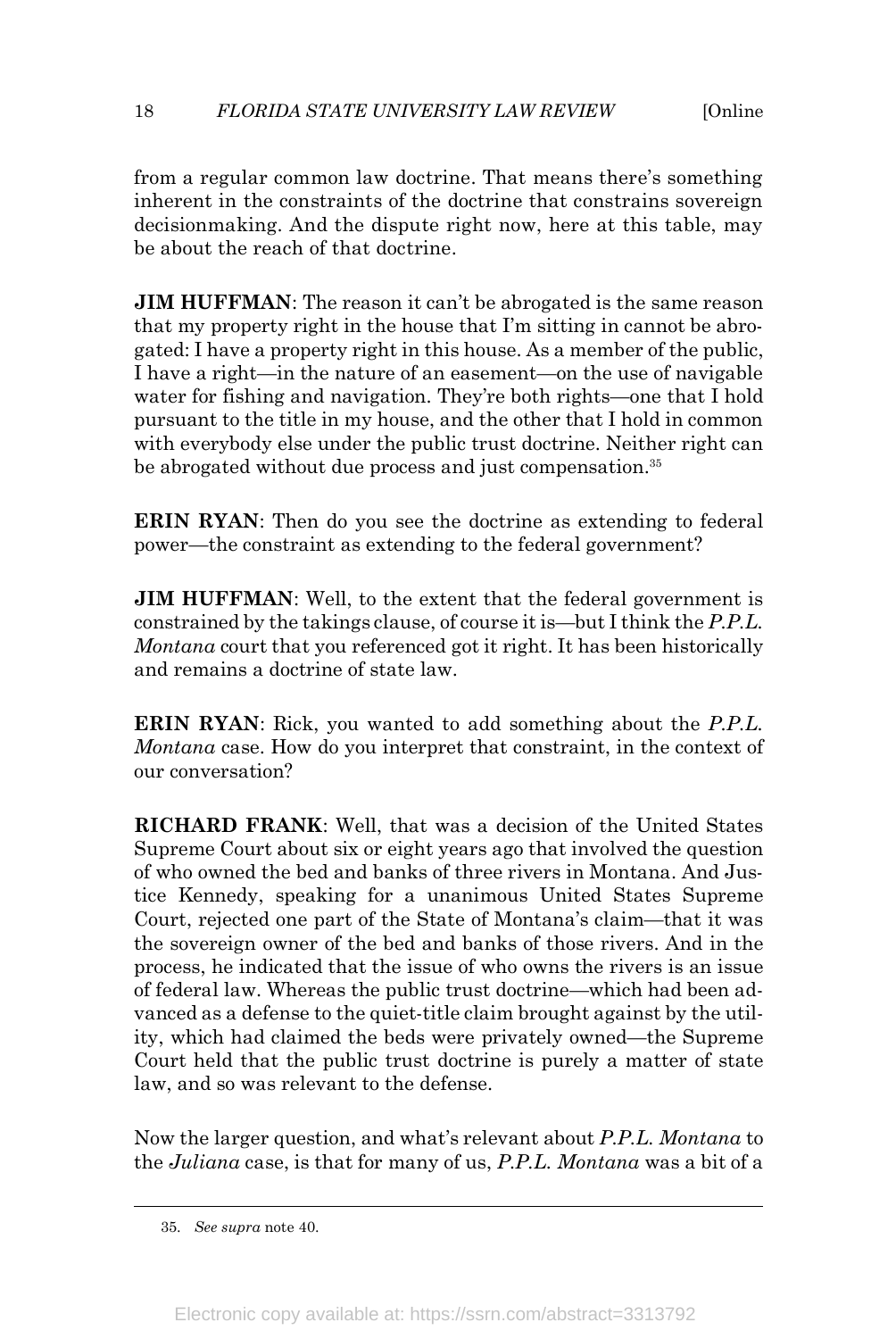from a regular common law doctrine. That means there's something inherent in the constraints of the doctrine that constrains sovereign decisionmaking. And the dispute right now, here at this table, may be about the reach of that doctrine.

**JIM HUFFMAN**: The reason it can't be abrogated is the same reason that my property right in the house that I'm sitting in cannot be abrogated: I have a property right in this house. As a member of the public, I have a right—in the nature of an easement—on the use of navigable water for fishing and navigation. They're both rights—one that I hold pursuant to the title in my house, and the other that I hold in common with everybody else under the public trust doctrine. Neither right can be abrogated without due process and just compensation.[35]

**ERIN RYAN**: Then do you see the doctrine as extending to federal power—the constraint as extending to the federal government?

**JIM HUFFMAN**: Well, to the extent that the federal government is constrained by the takings clause, of course it is—but I think the *P.P.L. Montana* court that you referenced got it right. It has been historically and remains a doctrine of state law.

**ERIN RYAN**: Rick, you wanted to add something about the *P.P.L. Montana* case. How do you interpret that constraint, in the context of our conversation?

**RICHARD FRANK**: Well, that was a decision of the United States Supreme Court about six or eight years ago that involved the question of who owned the bed and banks of three rivers in Montana. And Justice Kennedy, speaking for a unanimous United States Supreme Court, rejected one part of the State of Montana's claim—that it was the sovereign owner of the bed and banks of those rivers. And in the process, he indicated that the issue of who owns the rivers is an issue of federal law. Whereas the public trust doctrine—which had been advanced as a defense to the quiet-title claim brought against by the utility, which had claimed the beds were privately owned—the Supreme Court held that the public trust doctrine is purely a matter of state law, and so was relevant to the defense.

Now the larger question, and what's relevant about *P.P.L. Montana* to the *Juliana* case, is that for many of us, *P.P.L. Montana* was a bit of a

---

35. *See supra* note 40.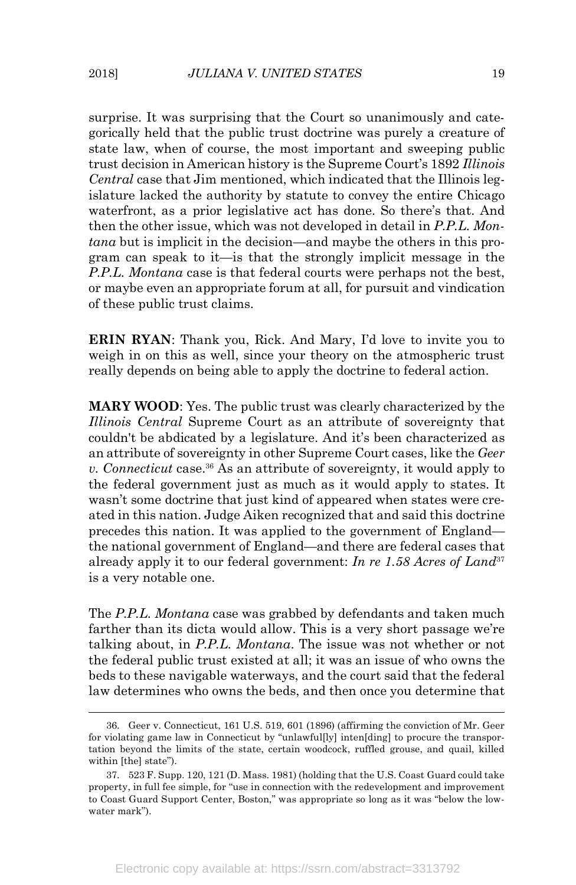surprise. It was surprising that the Court so unanimously and categorically held that the public trust doctrine was purely a creature of state law, when of course, the most important and sweeping public trust decision in American history is the Supreme Court's 1892 *Illinois Central* case that Jim mentioned, which indicated that the Illinois legislature lacked the authority by statute to convey the entire Chicago waterfront, as a prior legislative act has done. So there's that. And then the other issue, which was not developed in detail in *P.P.L. Montana* but is implicit in the decision—and maybe the others in this program can speak to it—is that the strongly implicit message in the *P.P.L. Montana* case is that federal courts were perhaps not the best, or maybe even an appropriate forum at all, for pursuit and vindication of these public trust claims.

**ERIN RYAN**: Thank you, Rick. And Mary, I'd love to invite you to weigh in on this as well, since your theory on the atmospheric trust really depends on being able to apply the doctrine to federal action.

**MARY WOOD**: Yes. The public trust was clearly characterized by the *Illinois Central* Supreme Court as an attribute of sovereignty that couldn't be abdicated by a legislature. And it's been characterized as an attribute of sovereignty in other Supreme Court cases, like the *Geer v. Connecticut* case.[36] As an attribute of sovereignty, it would apply to the federal government just as much as it would apply to states. It wasn't some doctrine that just kind of appeared when states were created in this nation. Judge Aiken recognized that and said this doctrine precedes this nation. It was applied to the government of England—the national government of England—and there are federal cases that already apply it to our federal government: *In re 1.58 Acres of Land*[37] is a very notable one.

The *P.P.L. Montana* case was grabbed by defendants and taken much farther than its dicta would allow. This is a very short passage we're talking about, in *P.P.L. Montana*. The issue was not whether or not the federal public trust existed at all; it was an issue of who owns the beds to these navigable waterways, and the court said that the federal law determines who owns the beds, and then once you determine that

---

36. Geer v. Connecticut, 161 U.S. 519, 601 (1896) (affirming the conviction of Mr. Geer for violating game law in Connecticut by "unlawful[ly] inten[ding] to procure the transportation beyond the limits of the state, certain woodcock, ruffled grouse, and quail, killed within [the] state").

37. 523 F. Supp. 120, 121 (D. Mass. 1981) (holding that the U.S. Coast Guard could take property, in full fee simple, for "use in connection with the redevelopment and improvement to Coast Guard Support Center, Boston," was appropriate so long as it was "below the low-water mark").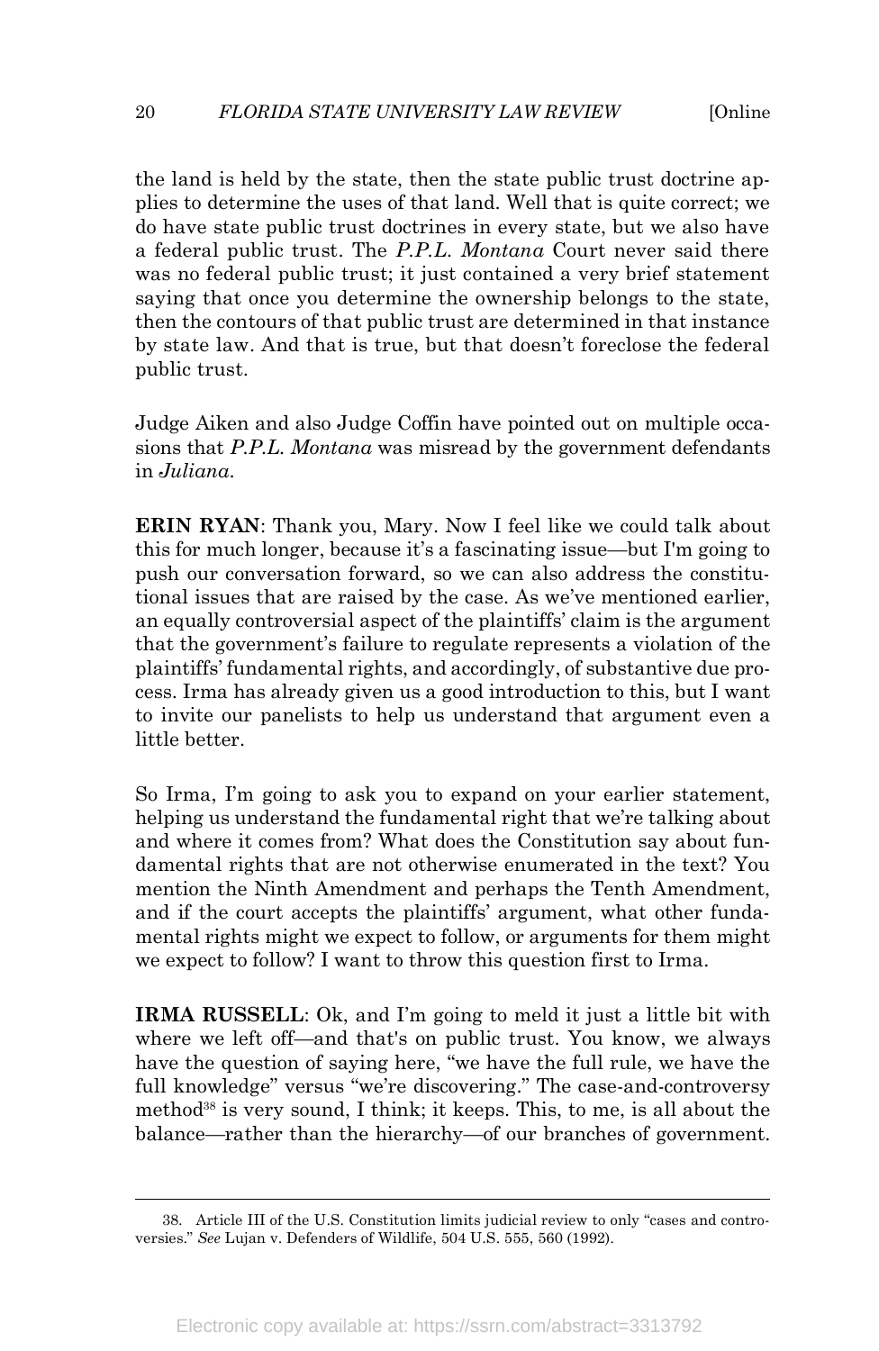the land is held by the state, then the state public trust doctrine applies to determine the uses of that land. Well that is quite correct; we do have state public trust doctrines in every state, but we also have a federal public trust. The *P.P.L. Montana* Court never said there was no federal public trust; it just contained a very brief statement saying that once you determine the ownership belongs to the state, then the contours of that public trust are determined in that instance by state law. And that is true, but that doesn't foreclose the federal public trust.

Judge Aiken and also Judge Coffin have pointed out on multiple occasions that *P.P.L. Montana* was misread by the government defendants in *Juliana*.

**ERIN RYAN**: Thank you, Mary. Now I feel like we could talk about this for much longer, because it's a fascinating issue—but I'm going to push our conversation forward, so we can also address the constitutional issues that are raised by the case. As we've mentioned earlier, an equally controversial aspect of the plaintiffs' claim is the argument that the government's failure to regulate represents a violation of the plaintiffs' fundamental rights, and accordingly, of substantive due process. Irma has already given us a good introduction to this, but I want to invite our panelists to help us understand that argument even a little better.

So Irma, I'm going to ask you to expand on your earlier statement, helping us understand the fundamental right that we're talking about and where it comes from? What does the Constitution say about fundamental rights that are not otherwise enumerated in the text? You mention the Ninth Amendment and perhaps the Tenth Amendment, and if the court accepts the plaintiffs' argument, what other fundamental rights might we expect to follow, or arguments for them might we expect to follow? I want to throw this question first to Irma.

**IRMA RUSSELL**: Ok, and I'm going to meld it just a little bit with where we left off—and that's on public trust. You know, we always have the question of saying here, "we have the full rule, we have the full knowledge" versus "we're discovering." The case-and-controversy method[38] is very sound, I think; it keeps. This, to me, is all about the balance—rather than the hierarchy—of our branches of government.

38. Article III of the U.S. Constitution limits judicial review to only "cases and controversies." *See* Lujan v. Defenders of Wildlife, 504 U.S. 555, 560 (1992).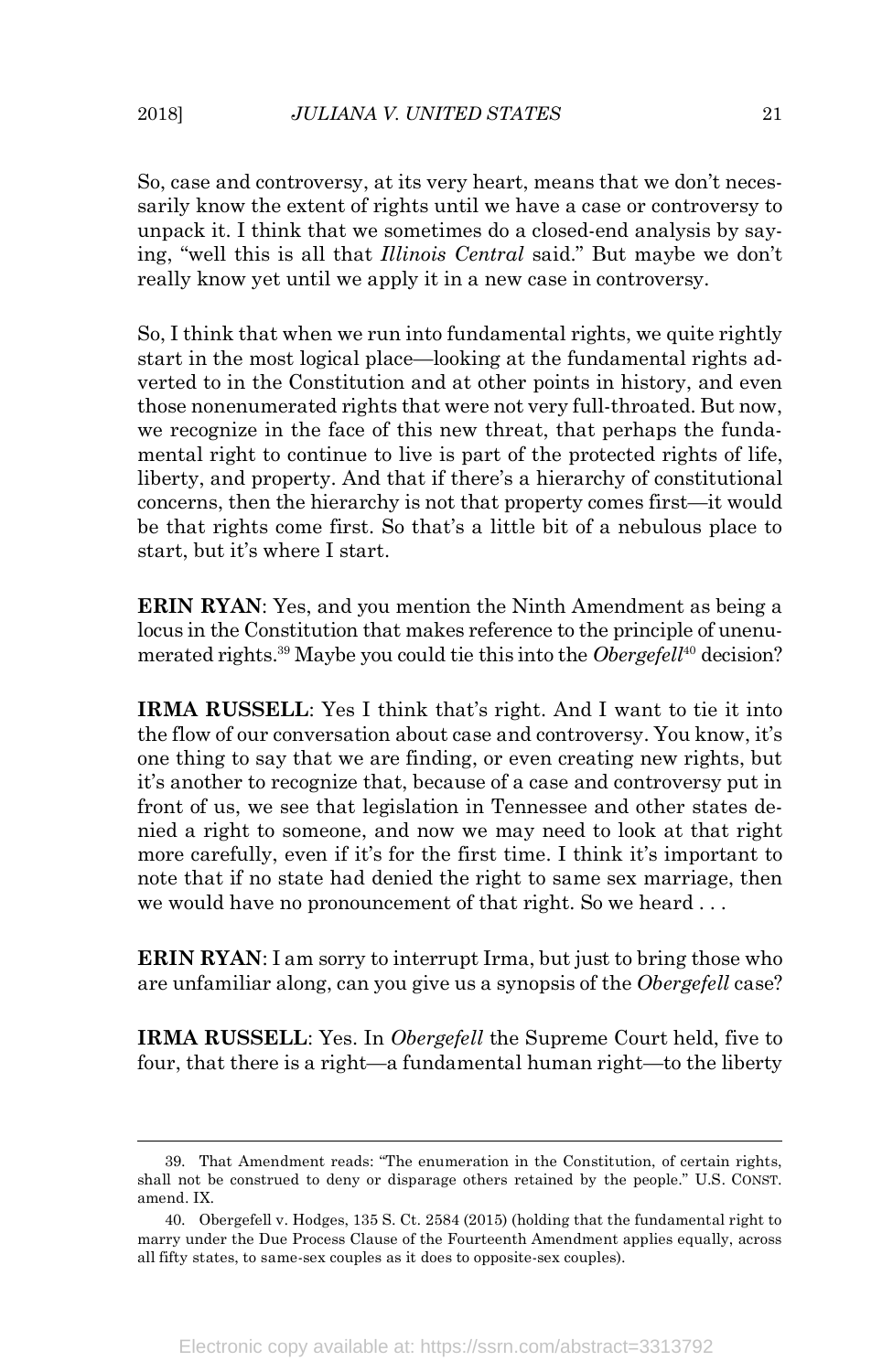So, case and controversy, at its very heart, means that we don't necessarily know the extent of rights until we have a case or controversy to unpack it. I think that we sometimes do a closed-end analysis by saying, "well this is all that *Illinois Central* said." But maybe we don't really know yet until we apply it in a new case in controversy.

So, I think that when we run into fundamental rights, we quite rightly start in the most logical place—looking at the fundamental rights adverted to in the Constitution and at other points in history, and even those nonenumerated rights that were not very full-throated. But now, we recognize in the face of this new threat, that perhaps the fundamental right to continue to live is part of the protected rights of life, liberty, and property. And that if there's a hierarchy of constitutional concerns, then the hierarchy is not that property comes first—it would be that rights come first. So that's a little bit of a nebulous place to start, but it's where I start.

**ERIN RYAN**: Yes, and you mention the Ninth Amendment as being a locus in the Constitution that makes reference to the principle of unenumerated rights.[39] Maybe you could tie this into the *Obergefell*[40] decision?

**IRMA RUSSELL**: Yes I think that's right. And I want to tie it into the flow of our conversation about case and controversy. You know, it's one thing to say that we are finding, or even creating new rights, but it's another to recognize that, because of a case and controversy put in front of us, we see that legislation in Tennessee and other states denied a right to someone, and now we may need to look at that right more carefully, even if it's for the first time. I think it's important to note that if no state had denied the right to same sex marriage, then we would have no pronouncement of that right. So we heard . . .

**ERIN RYAN**: I am sorry to interrupt Irma, but just to bring those who are unfamiliar along, can you give us a synopsis of the *Obergefell* case?

**IRMA RUSSELL**: Yes. In *Obergefell* the Supreme Court held, five to four, that there is a right—a fundamental human right—to the liberty

---

39. That Amendment reads: "The enumeration in the Constitution, of certain rights, shall not be construed to deny or disparage others retained by the people." U.S. CONST. amend. IX.

40. Obergefell v. Hodges, 135 S. Ct. 2584 (2015) (holding that the fundamental right to marry under the Due Process Clause of the Fourteenth Amendment applies equally, across all fifty states, to same-sex couples as it does to opposite-sex couples).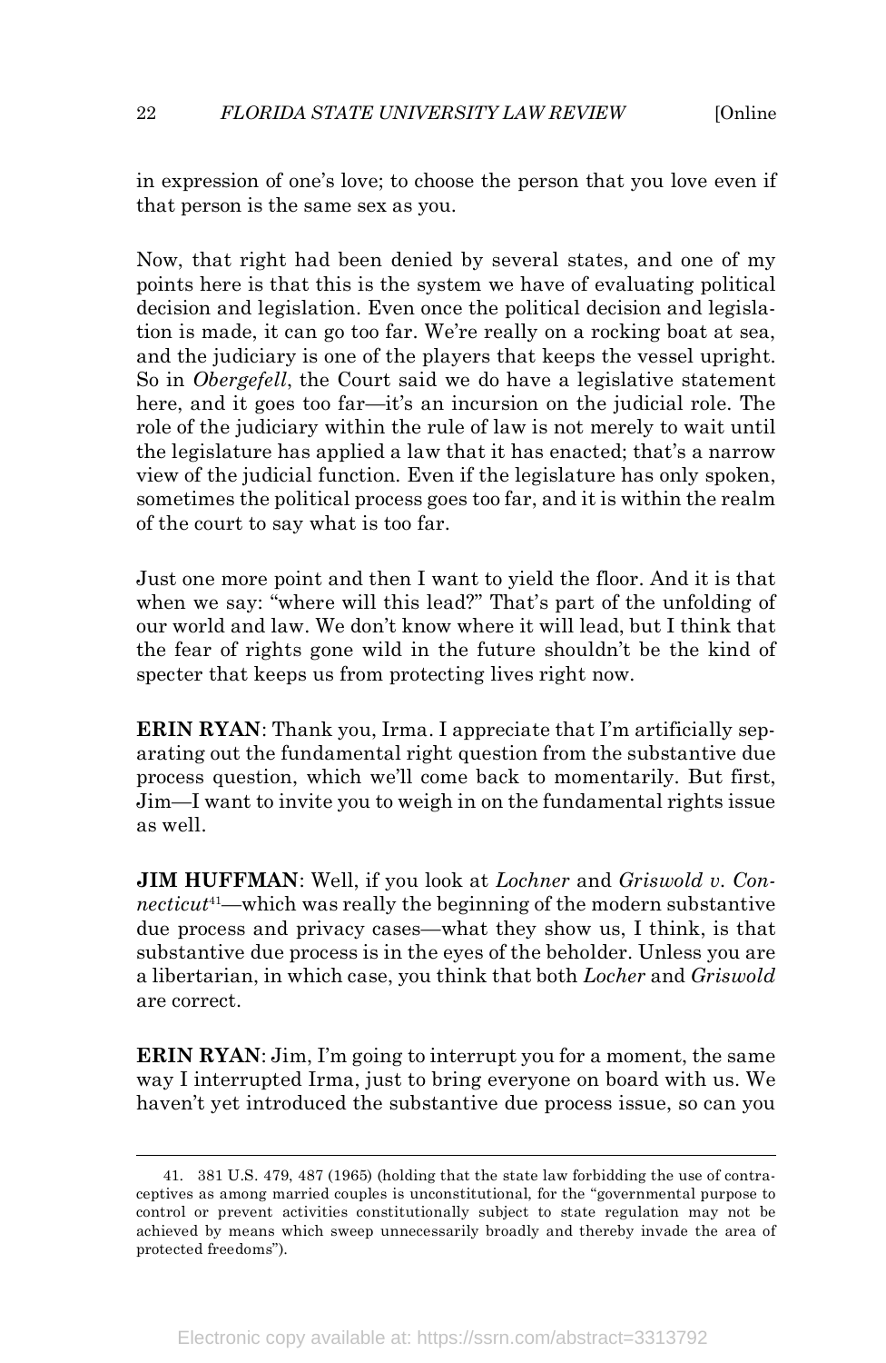in expression of one's love; to choose the person that you love even if that person is the same sex as you.

Now, that right had been denied by several states, and one of my points here is that this is the system we have of evaluating political decision and legislation. Even once the political decision and legislation is made, it can go too far. We're really on a rocking boat at sea, and the judiciary is one of the players that keeps the vessel upright. So in *Obergefell*, the Court said we do have a legislative statement here, and it goes too far—it's an incursion on the judicial role. The role of the judiciary within the rule of law is not merely to wait until the legislature has applied a law that it has enacted; that's a narrow view of the judicial function. Even if the legislature has only spoken, sometimes the political process goes too far, and it is within the realm of the court to say what is too far.

Just one more point and then I want to yield the floor. And it is that when we say: "where will this lead?" That's part of the unfolding of our world and law. We don't know where it will lead, but I think that the fear of rights gone wild in the future shouldn't be the kind of specter that keeps us from protecting lives right now.

**ERIN RYAN**: Thank you, Irma. I appreciate that I'm artificially separating out the fundamental right question from the substantive due process question, which we'll come back to momentarily. But first, Jim—I want to invite you to weigh in on the fundamental rights issue as well.

**JIM HUFFMAN**: Well, if you look at *Lochner* and *Griswold v. Connecticut*[41]—which was really the beginning of the modern substantive due process and privacy cases—what they show us, I think, is that substantive due process is in the eyes of the beholder. Unless you are a libertarian, in which case, you think that both *Locher* and *Griswold* are correct.

**ERIN RYAN**: Jim, I'm going to interrupt you for a moment, the same way I interrupted Irma, just to bring everyone on board with us. We haven't yet introduced the substantive due process issue, so can you

---

41. 381 U.S. 479, 487 (1965) (holding that the state law forbidding the use of contraceptives as among married couples is unconstitutional, for the "governmental purpose to control or prevent activities constitutionally subject to state regulation may not be achieved by means which sweep unnecessarily broadly and thereby invade the area of protected freedoms").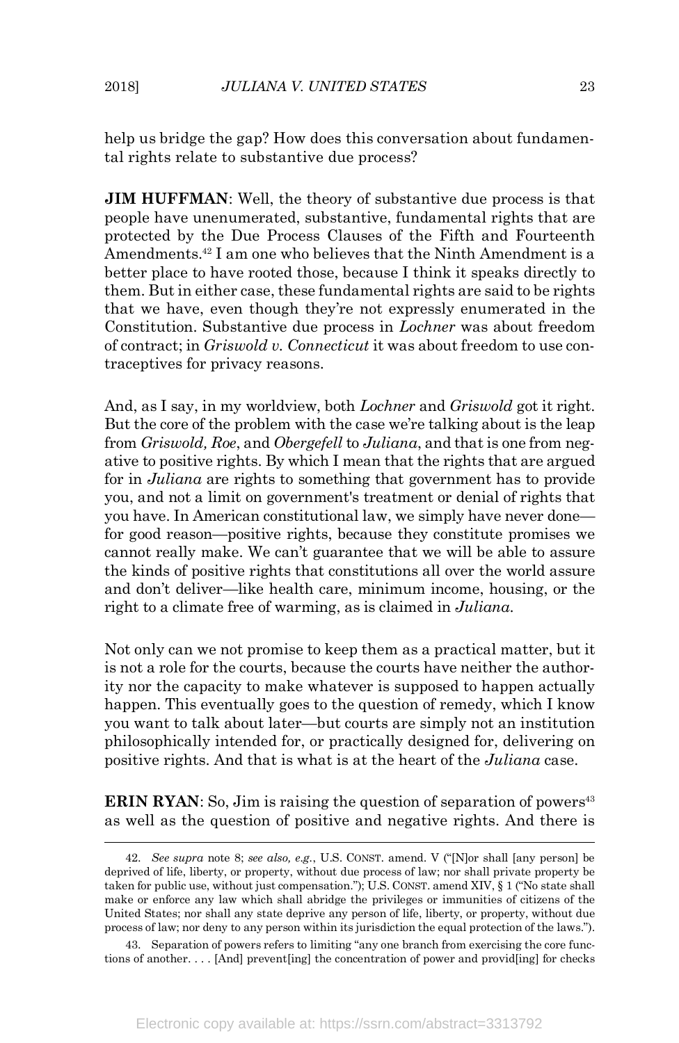help us bridge the gap? How does this conversation about fundamental rights relate to substantive due process?

**JIM HUFFMAN**: Well, the theory of substantive due process is that people have unenumerated, substantive, fundamental rights that are protected by the Due Process Clauses of the Fifth and Fourteenth Amendments.[42] I am one who believes that the Ninth Amendment is a better place to have rooted those, because I think it speaks directly to them. But in either case, these fundamental rights are said to be rights that we have, even though they're not expressly enumerated in the Constitution. Substantive due process in *Lochner* was about freedom of contract; in *Griswold v. Connecticut* it was about freedom to use contraceptives for privacy reasons.

And, as I say, in my worldview, both *Lochner* and *Griswold* got it right. But the core of the problem with the case we're talking about is the leap from *Griswold, Roe*, and *Obergefell* to *Juliana*, and that is one from negative to positive rights. By which I mean that the rights that are argued for in *Juliana* are rights to something that government has to provide you, and not a limit on government's treatment or denial of rights that you have. In American constitutional law, we simply have never done—for good reason—positive rights, because they constitute promises we cannot really make. We can't guarantee that we will be able to assure the kinds of positive rights that constitutions all over the world assure and don't deliver—like health care, minimum income, housing, or the right to a climate free of warming, as is claimed in *Juliana*.

Not only can we not promise to keep them as a practical matter, but it is not a role for the courts, because the courts have neither the authority nor the capacity to make whatever is supposed to happen actually happen. This eventually goes to the question of remedy, which I know you want to talk about later—but courts are simply not an institution philosophically intended for, or practically designed for, delivering on positive rights. And that is what is at the heart of the *Juliana* case.

**ERIN RYAN**: So, Jim is raising the question of separation of powers[43] as well as the question of positive and negative rights. And there is

---

42. *See supra* note 8; *see also, e.g.*, U.S. CONST. amend. V ("[N]or shall [any person] be deprived of life, liberty, or property, without due process of law; nor shall private property be taken for public use, without just compensation."); U.S. CONST. amend XIV, § 1 ("No state shall make or enforce any law which shall abridge the privileges or immunities of citizens of the United States; nor shall any state deprive any person of life, liberty, or property, without due process of law; nor deny to any person within its jurisdiction the equal protection of the laws.").

43. Separation of powers refers to limiting "any one branch from exercising the core functions of another. . . . [And] prevent[ing] the concentration of power and provid[ing] for checks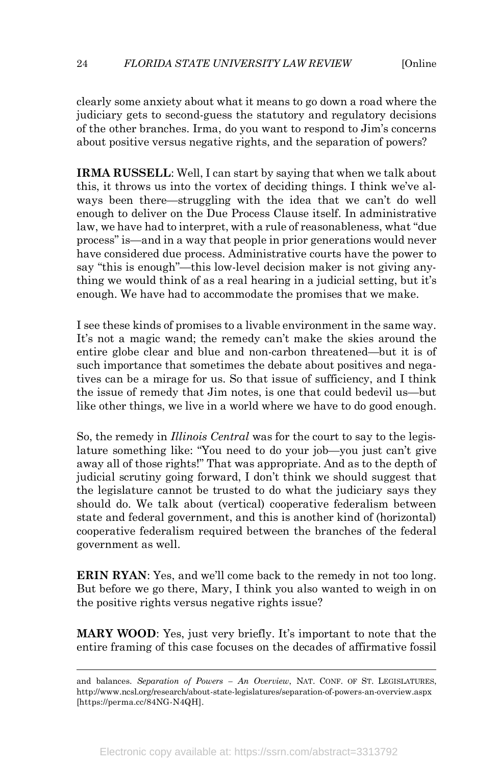clearly some anxiety about what it means to go down a road where the judiciary gets to second-guess the statutory and regulatory decisions of the other branches. Irma, do you want to respond to Jim's concerns about positive versus negative rights, and the separation of powers?

**IRMA RUSSELL**: Well, I can start by saying that when we talk about this, it throws us into the vortex of deciding things. I think we've always been there—struggling with the idea that we can't do well enough to deliver on the Due Process Clause itself. In administrative law, we have had to interpret, with a rule of reasonableness, what "due process" is—and in a way that people in prior generations would never have considered due process. Administrative courts have the power to say "this is enough"—this low-level decision maker is not giving anything we would think of as a real hearing in a judicial setting, but it's enough. We have had to accommodate the promises that we make.

I see these kinds of promises to a livable environment in the same way. It's not a magic wand; the remedy can't make the skies around the entire globe clear and blue and non-carbon threatened—but it is of such importance that sometimes the debate about positives and negatives can be a mirage for us. So that issue of sufficiency, and I think the issue of remedy that Jim notes, is one that could bedevil us—but like other things, we live in a world where we have to do good enough.

So, the remedy in *Illinois Central* was for the court to say to the legislature something like: "You need to do your job—you just can't give away all of those rights!" That was appropriate. And as to the depth of judicial scrutiny going forward, I don't think we should suggest that the legislature cannot be trusted to do what the judiciary says they should do. We talk about (vertical) cooperative federalism between state and federal government, and this is another kind of (horizontal) cooperative federalism required between the branches of the federal government as well.

**ERIN RYAN**: Yes, and we'll come back to the remedy in not too long. But before we go there, Mary, I think you also wanted to weigh in on the positive rights versus negative rights issue?

**MARY WOOD**: Yes, just very briefly. It's important to note that the entire framing of this case focuses on the decades of affirmative fossil

---

and balances. *Separation of Powers – An Overview*, NAT. CONF. OF ST. LEGISLATURES, http://www.ncsl.org/research/about-state-legislatures/separation-of-powers-an-overview.aspx [https://perma.cc/84NG-N4QH].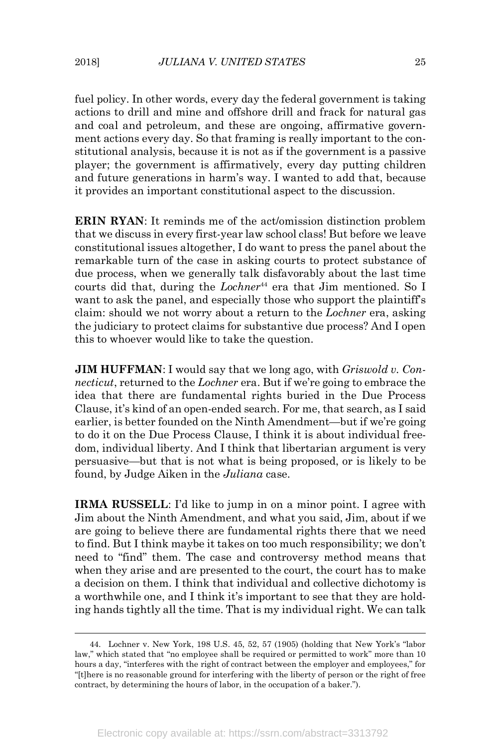fuel policy. In other words, every day the federal government is taking actions to drill and mine and offshore drill and frack for natural gas and coal and petroleum, and these are ongoing, affirmative government actions every day. So that framing is really important to the constitutional analysis, because it is not as if the government is a passive player; the government is affirmatively, every day putting children and future generations in harm's way. I wanted to add that, because it provides an important constitutional aspect to the discussion.

**ERIN RYAN**: It reminds me of the act/omission distinction problem that we discuss in every first-year law school class! But before we leave constitutional issues altogether, I do want to press the panel about the remarkable turn of the case in asking courts to protect substance of due process, when we generally talk disfavorably about the last time courts did that, during the *Lochner*[44] era that Jim mentioned. So I want to ask the panel, and especially those who support the plaintiff's claim: should we not worry about a return to the *Lochner* era, asking the judiciary to protect claims for substantive due process? And I open this to whoever would like to take the question.

**JIM HUFFMAN**: I would say that we long ago, with *Griswold v. Connecticut*, returned to the *Lochner* era. But if we're going to embrace the idea that there are fundamental rights buried in the Due Process Clause, it's kind of an open-ended search. For me, that search, as I said earlier, is better founded on the Ninth Amendment—but if we're going to do it on the Due Process Clause, I think it is about individual freedom, individual liberty. And I think that libertarian argument is very persuasive—but that is not what is being proposed, or is likely to be found, by Judge Aiken in the *Juliana* case.

**IRMA RUSSELL**: I'd like to jump in on a minor point. I agree with Jim about the Ninth Amendment, and what you said, Jim, about if we are going to believe there are fundamental rights there that we need to find. But I think maybe it takes on too much responsibility; we don't need to "find" them. The case and controversy method means that when they arise and are presented to the court, the court has to make a decision on them. I think that individual and collective dichotomy is a worthwhile one, and I think it's important to see that they are holding hands tightly all the time. That is my individual right. We can talk

---

44. Lochner v. New York, 198 U.S. 45, 52, 57 (1905) (holding that New York's "labor law," which stated that "no employee shall be required or permitted to work" more than 10 hours a day, "interferes with the right of contract between the employer and employees," for "[t]here is no reasonable ground for interfering with the liberty of person or the right of free contract, by determining the hours of labor, in the occupation of a baker.").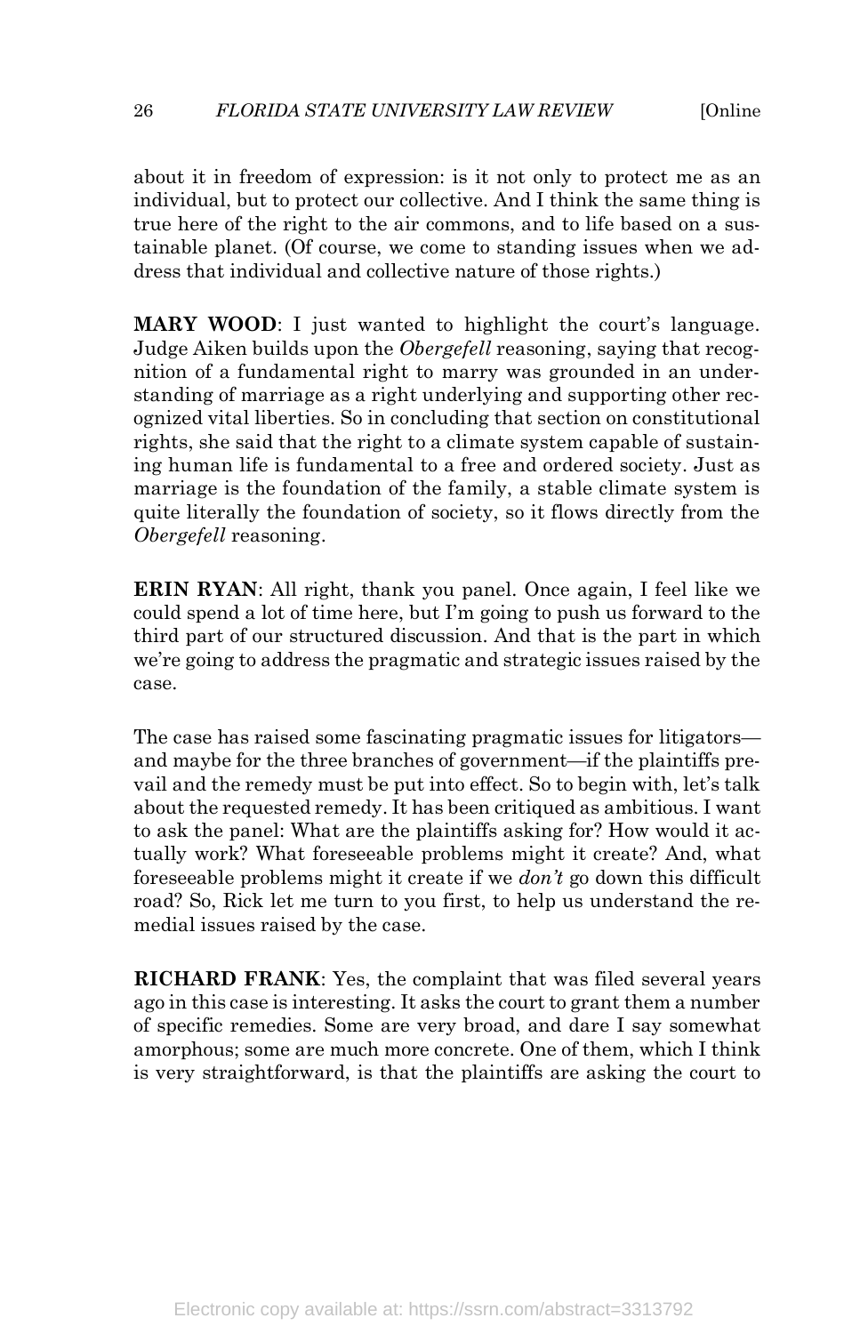about it in freedom of expression: is it not only to protect me as an individual, but to protect our collective. And I think the same thing is true here of the right to the air commons, and to life based on a sustainable planet. (Of course, we come to standing issues when we address that individual and collective nature of those rights.)

**MARY WOOD**: I just wanted to highlight the court's language. Judge Aiken builds upon the *Obergefell* reasoning, saying that recognition of a fundamental right to marry was grounded in an understanding of marriage as a right underlying and supporting other recognized vital liberties. So in concluding that section on constitutional rights, she said that the right to a climate system capable of sustaining human life is fundamental to a free and ordered society. Just as marriage is the foundation of the family, a stable climate system is quite literally the foundation of society, so it flows directly from the *Obergefell* reasoning.

**ERIN RYAN**: All right, thank you panel. Once again, I feel like we could spend a lot of time here, but I'm going to push us forward to the third part of our structured discussion. And that is the part in which we're going to address the pragmatic and strategic issues raised by the case.

The case has raised some fascinating pragmatic issues for litigators—and maybe for the three branches of government—if the plaintiffs prevail and the remedy must be put into effect. So to begin with, let's talk about the requested remedy. It has been critiqued as ambitious. I want to ask the panel: What are the plaintiffs asking for? How would it actually work? What foreseeable problems might it create? And, what foreseeable problems might it create if we *don't* go down this difficult road? So, Rick let me turn to you first, to help us understand the remedial issues raised by the case.

**RICHARD FRANK**: Yes, the complaint that was filed several years ago in this case is interesting. It asks the court to grant them a number of specific remedies. Some are very broad, and dare I say somewhat amorphous; some are much more concrete. One of them, which I think is very straightforward, is that the plaintiffs are asking the court to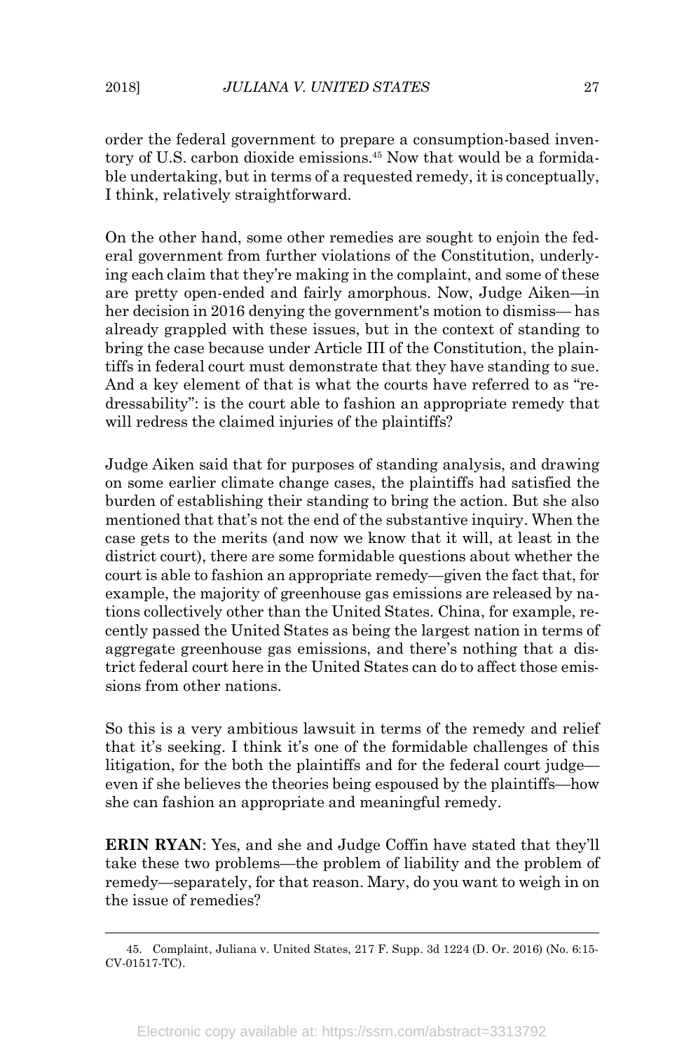order the federal government to prepare a consumption-based inventory of U.S. carbon dioxide emissions.[45] Now that would be a formidable undertaking, but in terms of a requested remedy, it is conceptually, I think, relatively straightforward.

On the other hand, some other remedies are sought to enjoin the federal government from further violations of the Constitution, underlying each claim that they're making in the complaint, and some of these are pretty open-ended and fairly amorphous. Now, Judge Aiken—in her decision in 2016 denying the government's motion to dismiss— has already grappled with these issues, but in the context of standing to bring the case because under Article III of the Constitution, the plaintiffs in federal court must demonstrate that they have standing to sue. And a key element of that is what the courts have referred to as "redressability": is the court able to fashion an appropriate remedy that will redress the claimed injuries of the plaintiffs?

Judge Aiken said that for purposes of standing analysis, and drawing on some earlier climate change cases, the plaintiffs had satisfied the burden of establishing their standing to bring the action. But she also mentioned that that's not the end of the substantive inquiry. When the case gets to the merits (and now we know that it will, at least in the district court), there are some formidable questions about whether the court is able to fashion an appropriate remedy—given the fact that, for example, the majority of greenhouse gas emissions are released by nations collectively other than the United States. China, for example, recently passed the United States as being the largest nation in terms of aggregate greenhouse gas emissions, and there's nothing that a district federal court here in the United States can do to affect those emissions from other nations.

So this is a very ambitious lawsuit in terms of the remedy and relief that it's seeking. I think it's one of the formidable challenges of this litigation, for the both the plaintiffs and for the federal court judge—even if she believes the theories being espoused by the plaintiffs—how she can fashion an appropriate and meaningful remedy.

**ERIN RYAN**: Yes, and she and Judge Coffin have stated that they'll take these two problems—the problem of liability and the problem of remedy—separately, for that reason. Mary, do you want to weigh in on the issue of remedies?

---

45. Complaint, Juliana v. United States, 217 F. Supp. 3d 1224 (D. Or. 2016) (No. 6:15-CV-01517-TC).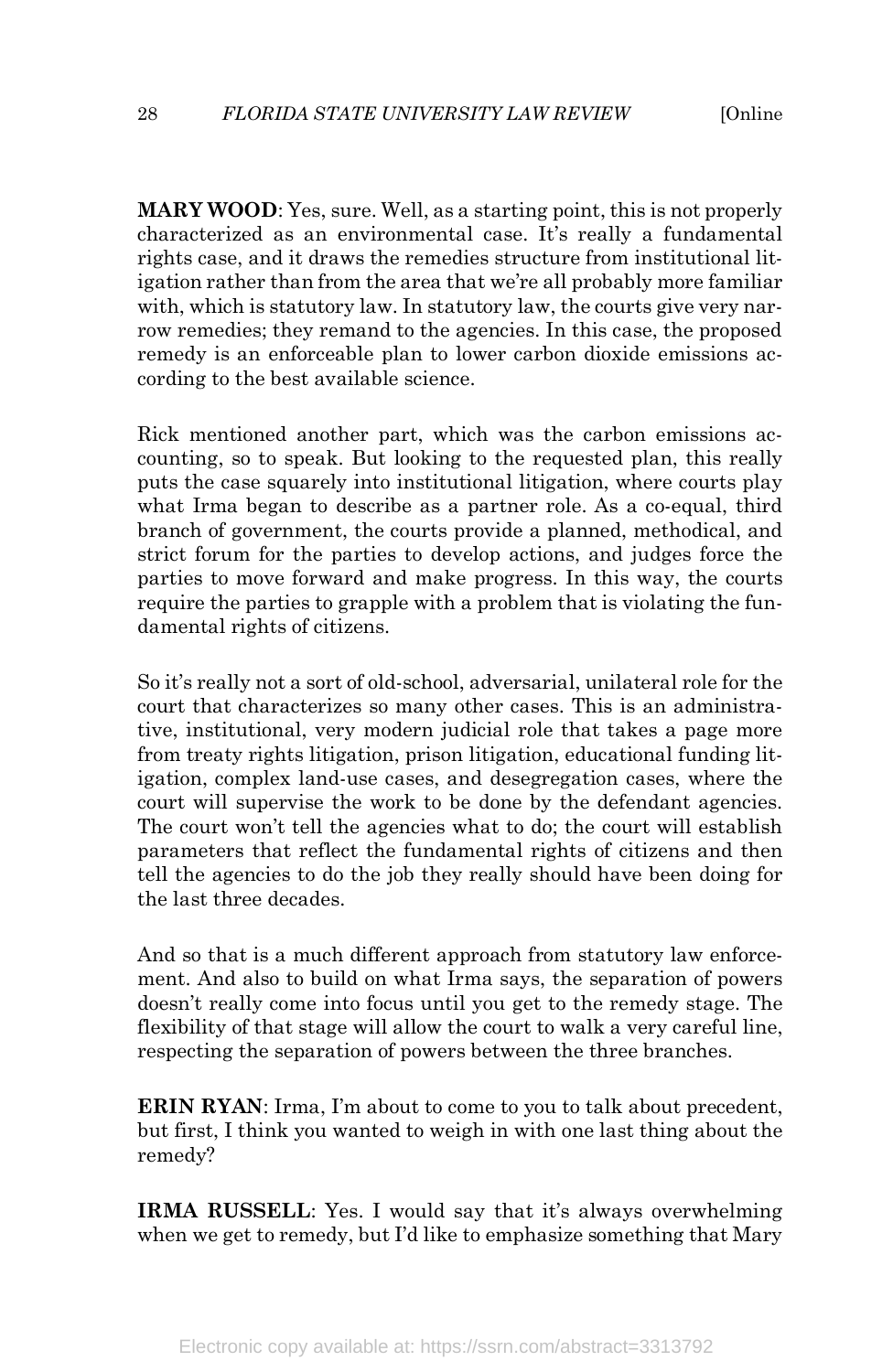**MARY WOOD**: Yes, sure. Well, as a starting point, this is not properly characterized as an environmental case. It's really a fundamental rights case, and it draws the remedies structure from institutional litigation rather than from the area that we're all probably more familiar with, which is statutory law. In statutory law, the courts give very narrow remedies; they remand to the agencies. In this case, the proposed remedy is an enforceable plan to lower carbon dioxide emissions according to the best available science.

Rick mentioned another part, which was the carbon emissions accounting, so to speak. But looking to the requested plan, this really puts the case squarely into institutional litigation, where courts play what Irma began to describe as a partner role. As a co-equal, third branch of government, the courts provide a planned, methodical, and strict forum for the parties to develop actions, and judges force the parties to move forward and make progress. In this way, the courts require the parties to grapple with a problem that is violating the fundamental rights of citizens.

So it's really not a sort of old-school, adversarial, unilateral role for the court that characterizes so many other cases. This is an administrative, institutional, very modern judicial role that takes a page more from treaty rights litigation, prison litigation, educational funding litigation, complex land-use cases, and desegregation cases, where the court will supervise the work to be done by the defendant agencies. The court won't tell the agencies what to do; the court will establish parameters that reflect the fundamental rights of citizens and then tell the agencies to do the job they really should have been doing for the last three decades.

And so that is a much different approach from statutory law enforcement. And also to build on what Irma says, the separation of powers doesn't really come into focus until you get to the remedy stage. The flexibility of that stage will allow the court to walk a very careful line, respecting the separation of powers between the three branches.

**ERIN RYAN**: Irma, I'm about to come to you to talk about precedent, but first, I think you wanted to weigh in with one last thing about the remedy?

**IRMA RUSSELL**: Yes. I would say that it's always overwhelming when we get to remedy, but I'd like to emphasize something that Mary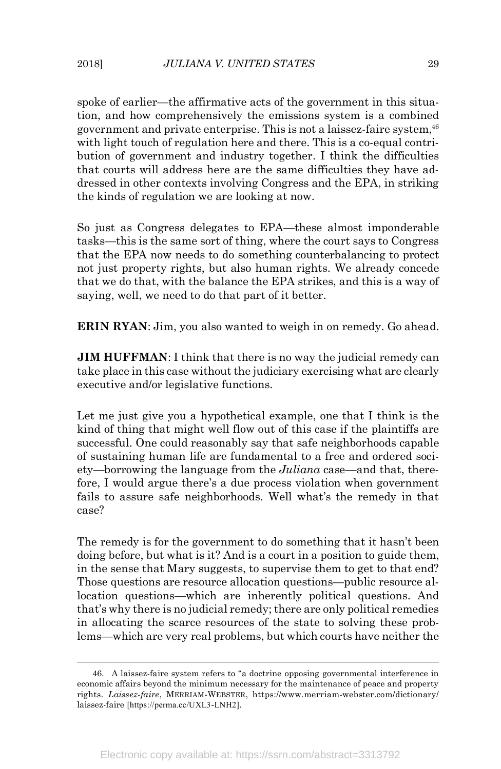spoke of earlier—the affirmative acts of the government in this situation, and how comprehensively the emissions system is a combined government and private enterprise. This is not a laissez-faire system,[46] with light touch of regulation here and there. This is a co-equal contribution of government and industry together. I think the difficulties that courts will address here are the same difficulties they have addressed in other contexts involving Congress and the EPA, in striking the kinds of regulation we are looking at now.

So just as Congress delegates to EPA—these almost imponderable tasks—this is the same sort of thing, where the court says to Congress that the EPA now needs to do something counterbalancing to protect not just property rights, but also human rights. We already concede that we do that, with the balance the EPA strikes, and this is a way of saying, well, we need to do that part of it better.

**ERIN RYAN**: Jim, you also wanted to weigh in on remedy. Go ahead.

**JIM HUFFMAN**: I think that there is no way the judicial remedy can take place in this case without the judiciary exercising what are clearly executive and/or legislative functions.

Let me just give you a hypothetical example, one that I think is the kind of thing that might well flow out of this case if the plaintiffs are successful. One could reasonably say that safe neighborhoods capable of sustaining human life are fundamental to a free and ordered society—borrowing the language from the *Juliana* case—and that, therefore, I would argue there's a due process violation when government fails to assure safe neighborhoods. Well what's the remedy in that case?

The remedy is for the government to do something that it hasn't been doing before, but what is it? And is a court in a position to guide them, in the sense that Mary suggests, to supervise them to get to that end? Those questions are resource allocation questions—public resource allocation questions—which are inherently political questions. And that's why there is no judicial remedy; there are only political remedies in allocating the scarce resources of the state to solving these problems—which are very real problems, but which courts have neither the

---

46. A laissez-faire system refers to "a doctrine opposing governmental interference in economic affairs beyond the minimum necessary for the maintenance of peace and property rights. *Laissez-faire*, MERRIAM-WEBSTER, https://www.merriam-webster.com/dictionary/laissez-faire [https://perma.cc/UXL3-LNH2].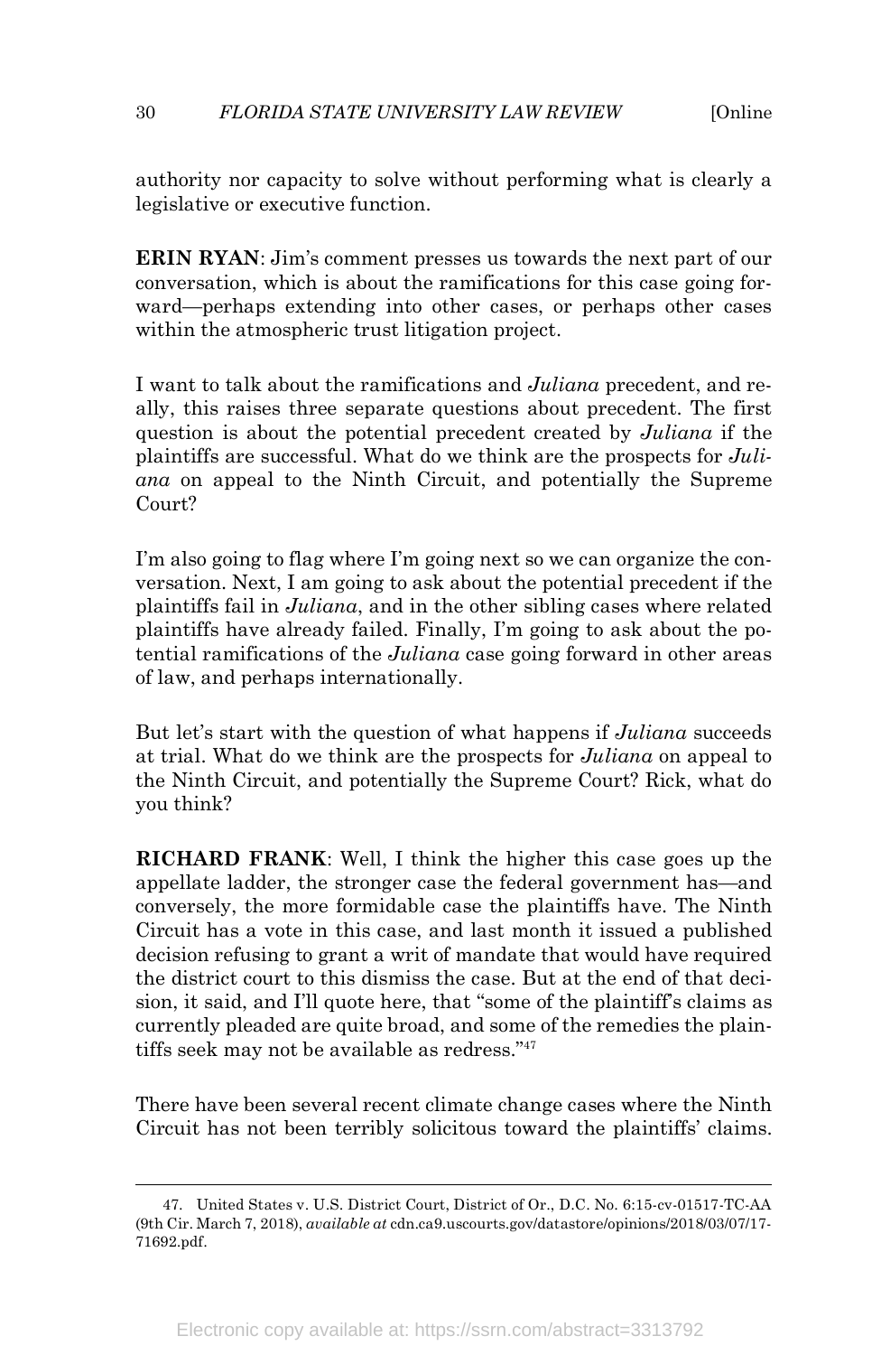authority nor capacity to solve without performing what is clearly a legislative or executive function.

**ERIN RYAN**: Jim's comment presses us towards the next part of our conversation, which is about the ramifications for this case going forward—perhaps extending into other cases, or perhaps other cases within the atmospheric trust litigation project.

I want to talk about the ramifications and *Juliana* precedent, and really, this raises three separate questions about precedent. The first question is about the potential precedent created by *Juliana* if the plaintiffs are successful. What do we think are the prospects for *Juliana* on appeal to the Ninth Circuit, and potentially the Supreme Court?

I'm also going to flag where I'm going next so we can organize the conversation. Next, I am going to ask about the potential precedent if the plaintiffs fail in *Juliana*, and in the other sibling cases where related plaintiffs have already failed. Finally, I'm going to ask about the potential ramifications of the *Juliana* case going forward in other areas of law, and perhaps internationally.

But let's start with the question of what happens if *Juliana* succeeds at trial. What do we think are the prospects for *Juliana* on appeal to the Ninth Circuit, and potentially the Supreme Court? Rick, what do you think?

**RICHARD FRANK**: Well, I think the higher this case goes up the appellate ladder, the stronger case the federal government has—and conversely, the more formidable case the plaintiffs have. The Ninth Circuit has a vote in this case, and last month it issued a published decision refusing to grant a writ of mandate that would have required the district court to this dismiss the case. But at the end of that decision, it said, and I'll quote here, that "some of the plaintiff's claims as currently pleaded are quite broad, and some of the remedies the plaintiffs seek may not be available as redress."[47]

There have been several recent climate change cases where the Ninth Circuit has not been terribly solicitous toward the plaintiffs' claims.

---

47. United States v. U.S. District Court, District of Or., D.C. No. 6:15-cv-01517-TC-AA (9th Cir. March 7, 2018), *available at* cdn.ca9.uscourts.gov/datastore/opinions/2018/03/07/17-71692.pdf.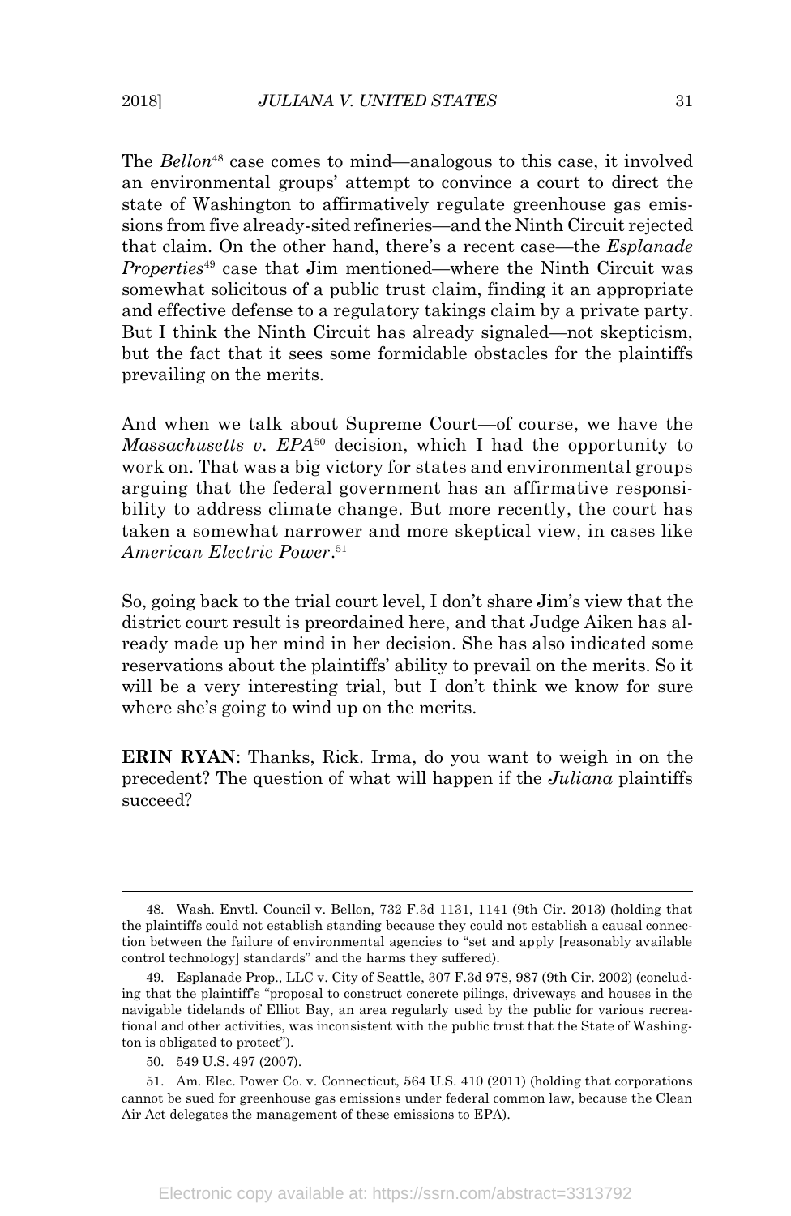The *Bellon*[48] case comes to mind—analogous to this case, it involved an environmental groups' attempt to convince a court to direct the state of Washington to affirmatively regulate greenhouse gas emissions from five already-sited refineries—and the Ninth Circuit rejected that claim. On the other hand, there's a recent case—the *Esplanade Properties*[49] case that Jim mentioned—where the Ninth Circuit was somewhat solicitous of a public trust claim, finding it an appropriate and effective defense to a regulatory takings claim by a private party. But I think the Ninth Circuit has already signaled—not skepticism, but the fact that it sees some formidable obstacles for the plaintiffs prevailing on the merits.

And when we talk about Supreme Court—of course, we have the *Massachusetts v. EPA*[50] decision, which I had the opportunity to work on. That was a big victory for states and environmental groups arguing that the federal government has an affirmative responsibility to address climate change. But more recently, the court has taken a somewhat narrower and more skeptical view, in cases like *American Electric Power*.[51]

So, going back to the trial court level, I don't share Jim's view that the district court result is preordained here, and that Judge Aiken has already made up her mind in her decision. She has also indicated some reservations about the plaintiffs' ability to prevail on the merits. So it will be a very interesting trial, but I don't think we know for sure where she's going to wind up on the merits.

**ERIN RYAN**: Thanks, Rick. Irma, do you want to weigh in on the precedent? The question of what will happen if the *Juliana* plaintiffs succeed?

---

48. Wash. Envtl. Council v. Bellon, 732 F.3d 1131, 1141 (9th Cir. 2013) (holding that the plaintiffs could not establish standing because they could not establish a causal connection between the failure of environmental agencies to "set and apply [reasonably available control technology] standards" and the harms they suffered).

49. Esplanade Prop., LLC v. City of Seattle, 307 F.3d 978, 987 (9th Cir. 2002) (concluding that the plaintiff's "proposal to construct concrete pilings, driveways and houses in the navigable tidelands of Elliot Bay, an area regularly used by the public for various recreational and other activities, was inconsistent with the public trust that the State of Washington is obligated to protect").

50. 549 U.S. 497 (2007).

51. Am. Elec. Power Co. v. Connecticut, 564 U.S. 410 (2011) (holding that corporations cannot be sued for greenhouse gas emissions under federal common law, because the Clean Air Act delegates the management of these emissions to EPA).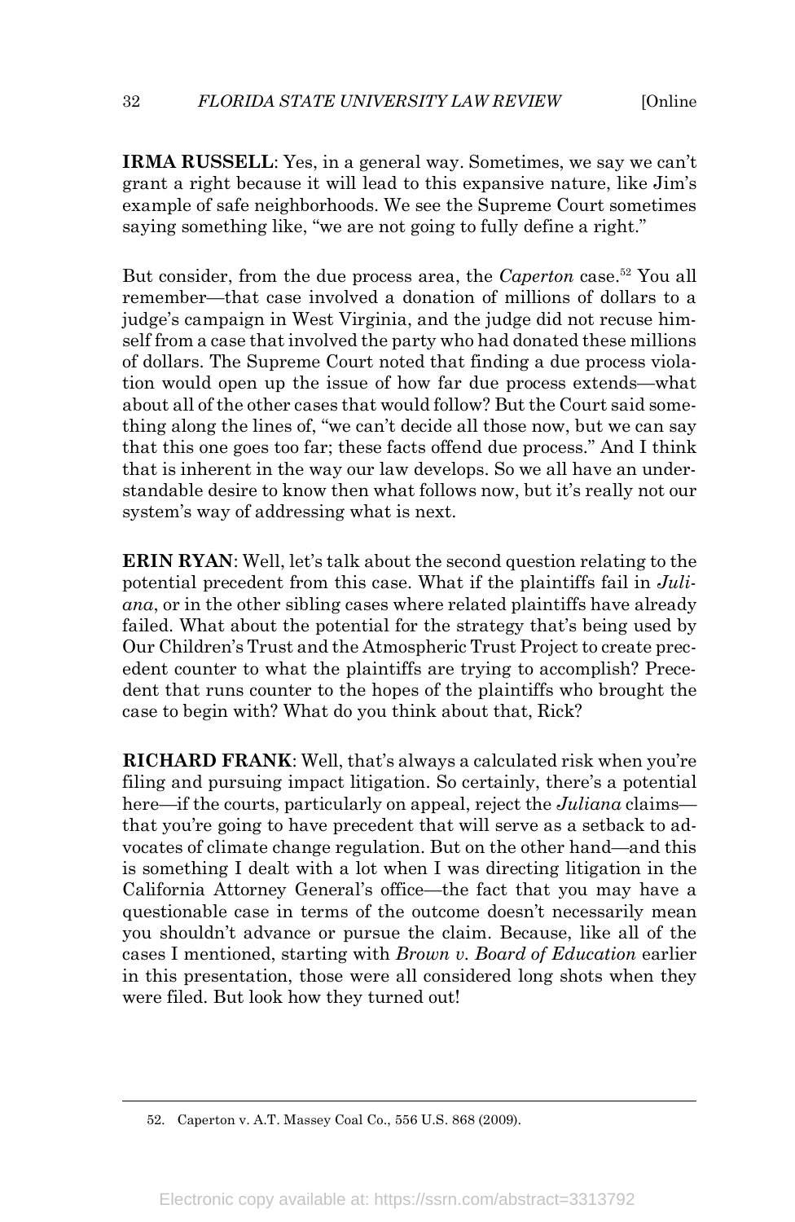**IRMA RUSSELL**: Yes, in a general way. Sometimes, we say we can't grant a right because it will lead to this expansive nature, like Jim's example of safe neighborhoods. We see the Supreme Court sometimes saying something like, "we are not going to fully define a right."

But consider, from the due process area, the *Caperton* case.[52] You all remember—that case involved a donation of millions of dollars to a judge's campaign in West Virginia, and the judge did not recuse himself from a case that involved the party who had donated these millions of dollars. The Supreme Court noted that finding a due process violation would open up the issue of how far due process extends—what about all of the other cases that would follow? But the Court said something along the lines of, "we can't decide all those now, but we can say that this one goes too far; these facts offend due process." And I think that is inherent in the way our law develops. So we all have an understandable desire to know then what follows now, but it's really not our system's way of addressing what is next.

**ERIN RYAN**: Well, let's talk about the second question relating to the potential precedent from this case. What if the plaintiffs fail in *Juliana*, or in the other sibling cases where related plaintiffs have already failed. What about the potential for the strategy that's being used by Our Children's Trust and the Atmospheric Trust Project to create precedent counter to what the plaintiffs are trying to accomplish? Precedent that runs counter to the hopes of the plaintiffs who brought the case to begin with? What do you think about that, Rick?

**RICHARD FRANK**: Well, that's always a calculated risk when you're filing and pursuing impact litigation. So certainly, there's a potential here—if the courts, particularly on appeal, reject the *Juliana* claims—that you're going to have precedent that will serve as a setback to advocates of climate change regulation. But on the other hand—and this is something I dealt with a lot when I was directing litigation in the California Attorney General's office—the fact that you may have a questionable case in terms of the outcome doesn't necessarily mean you shouldn't advance or pursue the claim. Because, like all of the cases I mentioned, starting with *Brown v. Board of Education* earlier in this presentation, those were all considered long shots when they were filed. But look how they turned out!

52. Caperton v. A.T. Massey Coal Co., 556 U.S. 868 (2009).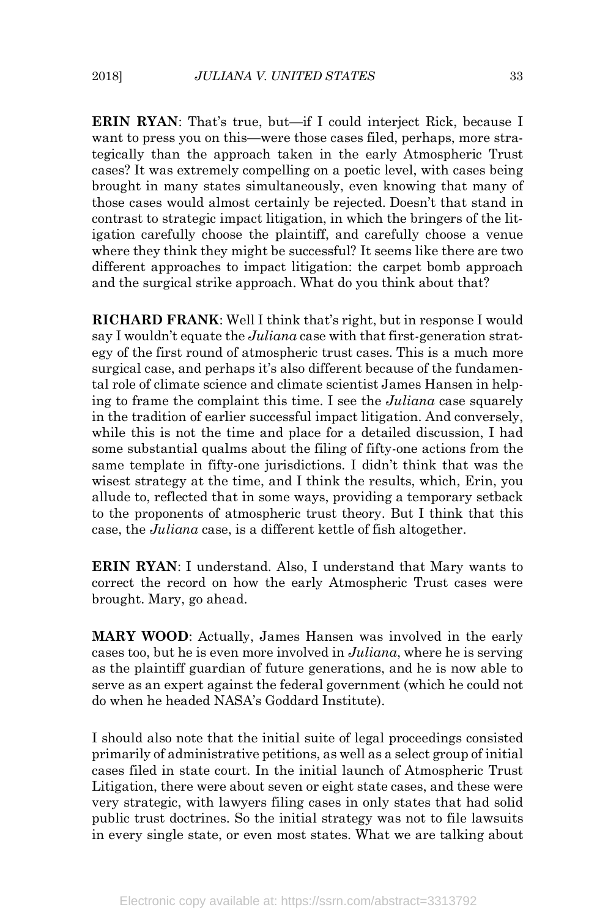**ERIN RYAN**: That's true, but—if I could interject Rick, because I want to press you on this—were those cases filed, perhaps, more strategically than the approach taken in the early Atmospheric Trust cases? It was extremely compelling on a poetic level, with cases being brought in many states simultaneously, even knowing that many of those cases would almost certainly be rejected. Doesn't that stand in contrast to strategic impact litigation, in which the bringers of the litigation carefully choose the plaintiff, and carefully choose a venue where they think they might be successful? It seems like there are two different approaches to impact litigation: the carpet bomb approach and the surgical strike approach. What do you think about that?

**RICHARD FRANK**: Well I think that's right, but in response I would say I wouldn't equate the *Juliana* case with that first-generation strategy of the first round of atmospheric trust cases. This is a much more surgical case, and perhaps it's also different because of the fundamental role of climate science and climate scientist James Hansen in helping to frame the complaint this time. I see the *Juliana* case squarely in the tradition of earlier successful impact litigation. And conversely, while this is not the time and place for a detailed discussion, I had some substantial qualms about the filing of fifty-one actions from the same template in fifty-one jurisdictions. I didn't think that was the wisest strategy at the time, and I think the results, which, Erin, you allude to, reflected that in some ways, providing a temporary setback to the proponents of atmospheric trust theory. But I think that this case, the *Juliana* case, is a different kettle of fish altogether.

**ERIN RYAN**: I understand. Also, I understand that Mary wants to correct the record on how the early Atmospheric Trust cases were brought. Mary, go ahead.

**MARY WOOD**: Actually, James Hansen was involved in the early cases too, but he is even more involved in *Juliana*, where he is serving as the plaintiff guardian of future generations, and he is now able to serve as an expert against the federal government (which he could not do when he headed NASA's Goddard Institute).

I should also note that the initial suite of legal proceedings consisted primarily of administrative petitions, as well as a select group of initial cases filed in state court. In the initial launch of Atmospheric Trust Litigation, there were about seven or eight state cases, and these were very strategic, with lawyers filing cases in only states that had solid public trust doctrines. So the initial strategy was not to file lawsuits in every single state, or even most states. What we are talking about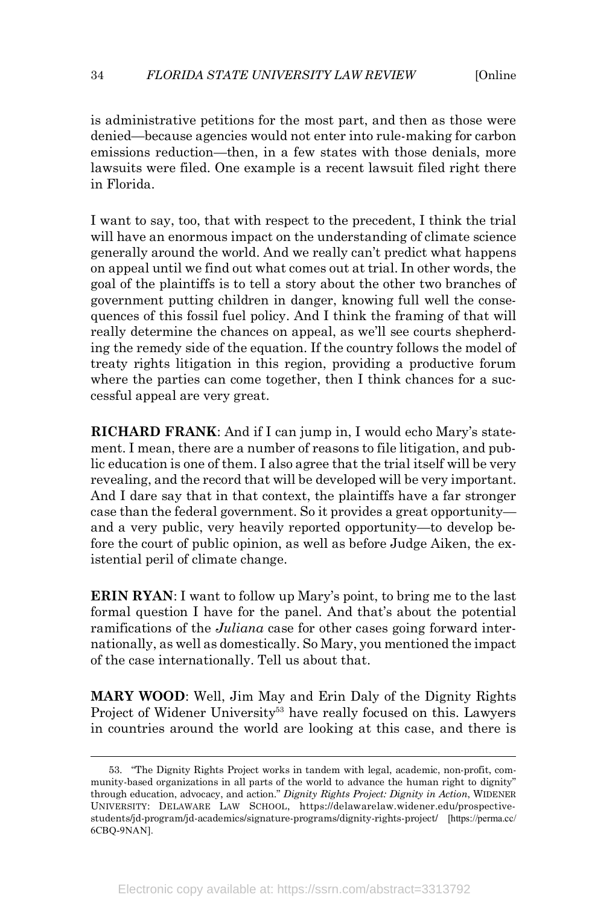is administrative petitions for the most part, and then as those were denied—because agencies would not enter into rule-making for carbon emissions reduction—then, in a few states with those denials, more lawsuits were filed. One example is a recent lawsuit filed right there in Florida.

I want to say, too, that with respect to the precedent, I think the trial will have an enormous impact on the understanding of climate science generally around the world. And we really can't predict what happens on appeal until we find out what comes out at trial. In other words, the goal of the plaintiffs is to tell a story about the other two branches of government putting children in danger, knowing full well the consequences of this fossil fuel policy. And I think the framing of that will really determine the chances on appeal, as we'll see courts shepherding the remedy side of the equation. If the country follows the model of treaty rights litigation in this region, providing a productive forum where the parties can come together, then I think chances for a successful appeal are very great.

**RICHARD FRANK**: And if I can jump in, I would echo Mary's statement. I mean, there are a number of reasons to file litigation, and public education is one of them. I also agree that the trial itself will be very revealing, and the record that will be developed will be very important. And I dare say that in that context, the plaintiffs have a far stronger case than the federal government. So it provides a great opportunity—and a very public, very heavily reported opportunity—to develop before the court of public opinion, as well as before Judge Aiken, the existential peril of climate change.

**ERIN RYAN**: I want to follow up Mary's point, to bring me to the last formal question I have for the panel. And that's about the potential ramifications of the *Juliana* case for other cases going forward internationally, as well as domestically. So Mary, you mentioned the impact of the case internationally. Tell us about that.

**MARY WOOD**: Well, Jim May and Erin Daly of the Dignity Rights Project of Widener University[53] have really focused on this. Lawyers in countries around the world are looking at this case, and there is

---

53. "The Dignity Rights Project works in tandem with legal, academic, non-profit, community-based organizations in all parts of the world to advance the human right to dignity" through education, advocacy, and action." *Dignity Rights Project: Dignity in Action*, WIDENER UNIVERSITY: DELAWARE LAW SCHOOL, https://delawarelaw.widener.edu/prospective-students/jd-program/jd-academics/signature-programs/dignity-rights-project/ [https://perma.cc/6CBQ-9NAN].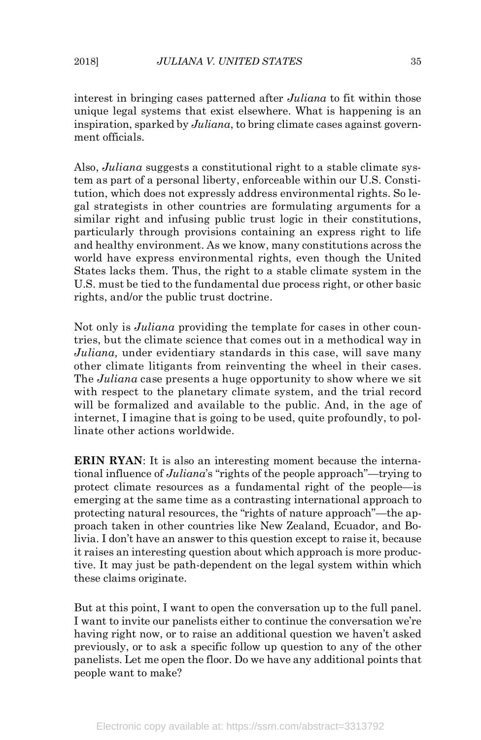interest in bringing cases patterned after *Juliana* to fit within those unique legal systems that exist elsewhere. What is happening is an inspiration, sparked by *Juliana*, to bring climate cases against government officials.

Also, *Juliana* suggests a constitutional right to a stable climate system as part of a personal liberty, enforceable within our U.S. Constitution, which does not expressly address environmental rights. So legal strategists in other countries are formulating arguments for a similar right and infusing public trust logic in their constitutions, particularly through provisions containing an express right to life and healthy environment. As we know, many constitutions across the world have express environmental rights, even though the United States lacks them. Thus, the right to a stable climate system in the U.S. must be tied to the fundamental due process right, or other basic rights, and/or the public trust doctrine.

Not only is *Juliana* providing the template for cases in other countries, but the climate science that comes out in a methodical way in *Juliana,* under evidentiary standards in this case, will save many other climate litigants from reinventing the wheel in their cases. The *Juliana* case presents a huge opportunity to show where we sit with respect to the planetary climate system, and the trial record will be formalized and available to the public. And, in the age of internet, I imagine that is going to be used, quite profoundly, to pollinate other actions worldwide.

**ERIN RYAN**: It is also an interesting moment because the international influence of *Juliana*'s "rights of the people approach"—trying to protect climate resources as a fundamental right of the people—is emerging at the same time as a contrasting international approach to protecting natural resources, the "rights of nature approach"—the approach taken in other countries like New Zealand, Ecuador, and Bolivia. I don't have an answer to this question except to raise it, because it raises an interesting question about which approach is more productive. It may just be path-dependent on the legal system within which these claims originate.

But at this point, I want to open the conversation up to the full panel. I want to invite our panelists either to continue the conversation we're having right now, or to raise an additional question we haven't asked previously, or to ask a specific follow up question to any of the other panelists. Let me open the floor. Do we have any additional points that people want to make?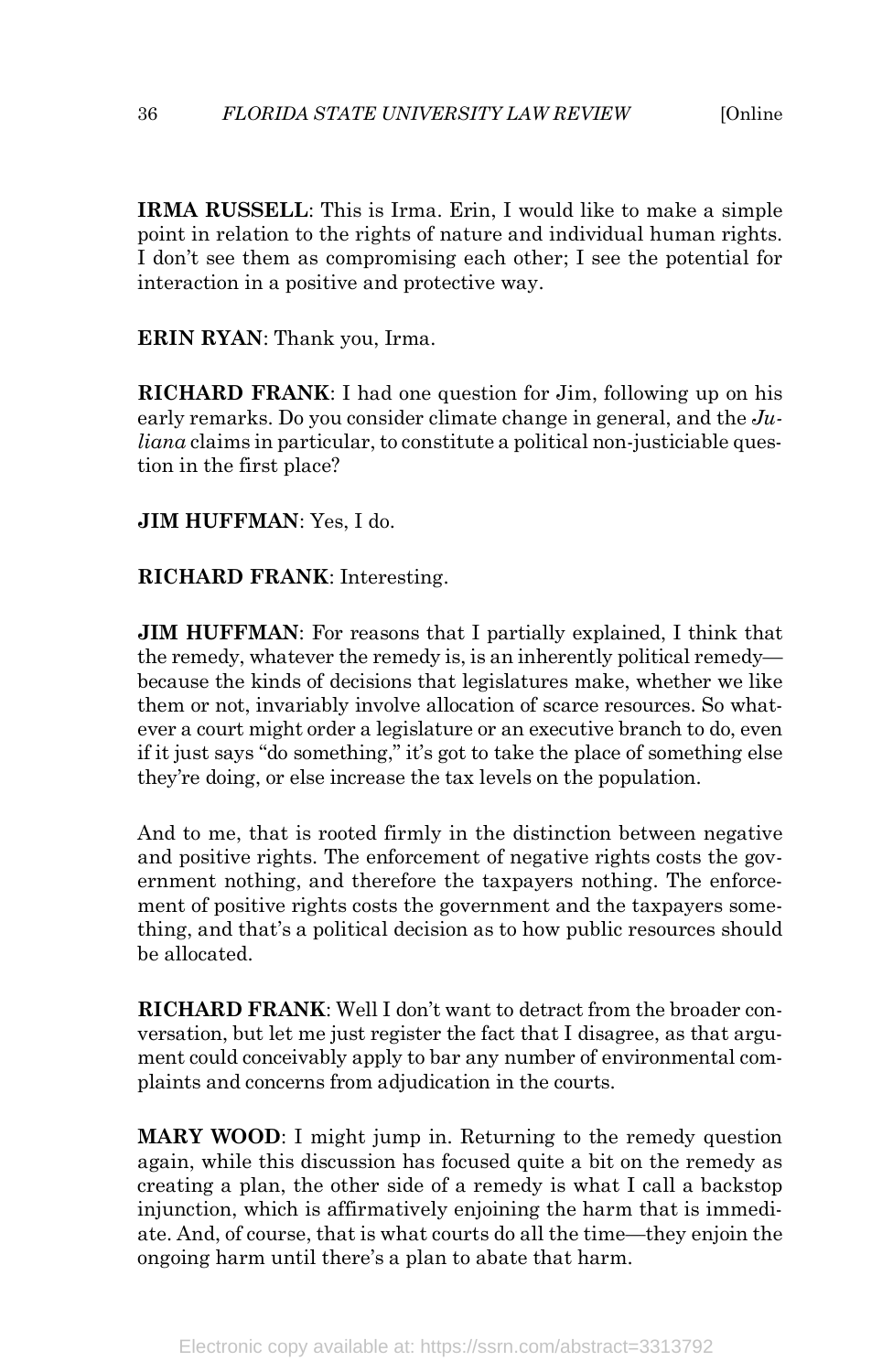**IRMA RUSSELL**: This is Irma. Erin, I would like to make a simple point in relation to the rights of nature and individual human rights. I don't see them as compromising each other; I see the potential for interaction in a positive and protective way.

**ERIN RYAN**: Thank you, Irma.

**RICHARD FRANK**: I had one question for Jim, following up on his early remarks. Do you consider climate change in general, and the *Juliana* claims in particular, to constitute a political non-justiciable question in the first place?

**JIM HUFFMAN**: Yes, I do.

**RICHARD FRANK**: Interesting.

**JIM HUFFMAN**: For reasons that I partially explained, I think that the remedy, whatever the remedy is, is an inherently political remedy—because the kinds of decisions that legislatures make, whether we like them or not, invariably involve allocation of scarce resources. So whatever a court might order a legislature or an executive branch to do, even if it just says "do something," it's got to take the place of something else they're doing, or else increase the tax levels on the population.

And to me, that is rooted firmly in the distinction between negative and positive rights. The enforcement of negative rights costs the government nothing, and therefore the taxpayers nothing. The enforcement of positive rights costs the government and the taxpayers something, and that's a political decision as to how public resources should be allocated.

**RICHARD FRANK**: Well I don't want to detract from the broader conversation, but let me just register the fact that I disagree, as that argument could conceivably apply to bar any number of environmental complaints and concerns from adjudication in the courts.

**MARY WOOD**: I might jump in. Returning to the remedy question again, while this discussion has focused quite a bit on the remedy as creating a plan, the other side of a remedy is what I call a backstop injunction, which is affirmatively enjoining the harm that is immediate. And, of course, that is what courts do all the time—they enjoin the ongoing harm until there's a plan to abate that harm.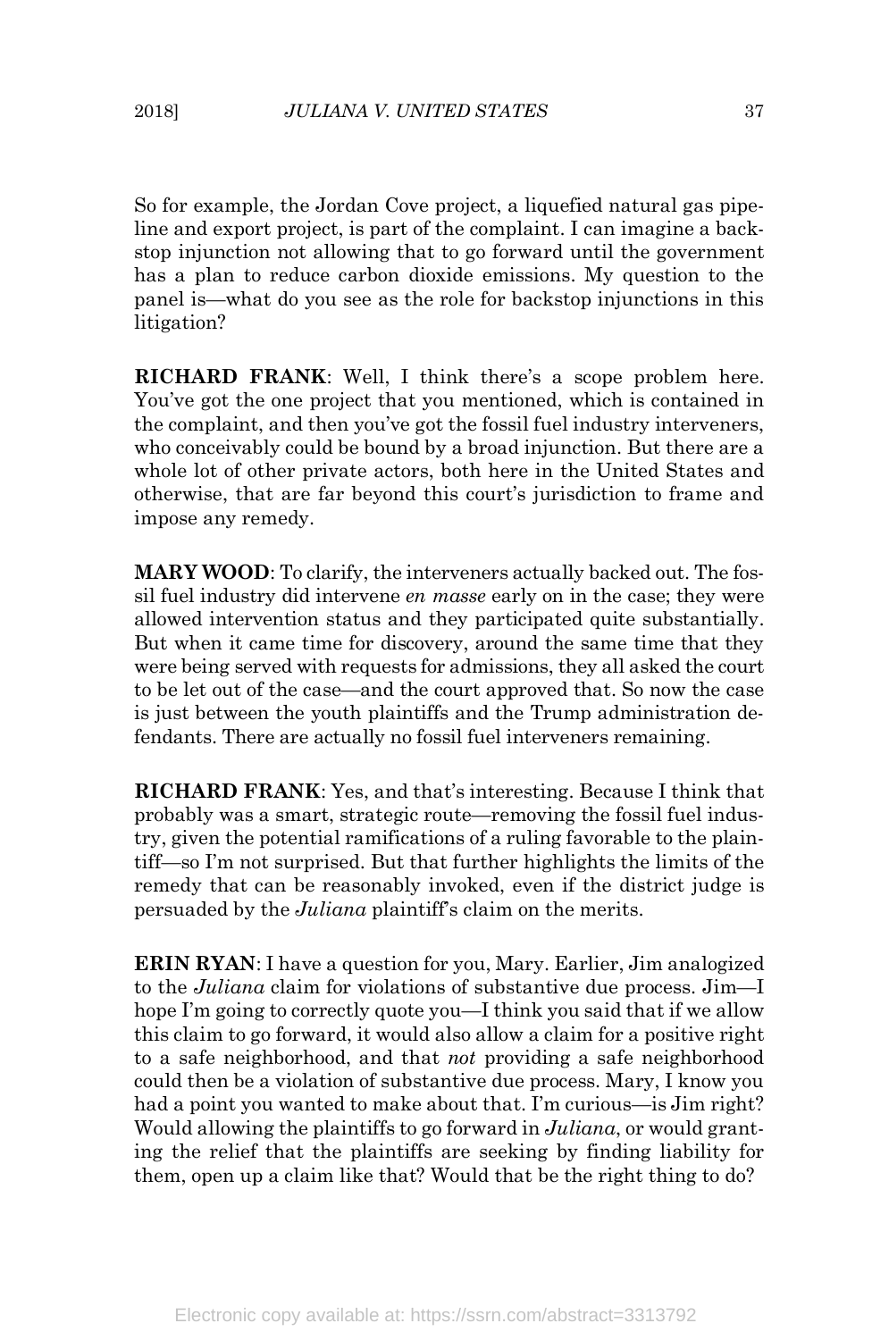So for example, the Jordan Cove project, a liquefied natural gas pipeline and export project, is part of the complaint. I can imagine a backstop injunction not allowing that to go forward until the government has a plan to reduce carbon dioxide emissions. My question to the panel is—what do you see as the role for backstop injunctions in this litigation?

**RICHARD FRANK**: Well, I think there's a scope problem here. You've got the one project that you mentioned, which is contained in the complaint, and then you've got the fossil fuel industry interveners, who conceivably could be bound by a broad injunction. But there are a whole lot of other private actors, both here in the United States and otherwise, that are far beyond this court's jurisdiction to frame and impose any remedy.

**MARY WOOD**: To clarify, the interveners actually backed out. The fossil fuel industry did intervene *en masse* early on in the case; they were allowed intervention status and they participated quite substantially. But when it came time for discovery, around the same time that they were being served with requests for admissions, they all asked the court to be let out of the case—and the court approved that. So now the case is just between the youth plaintiffs and the Trump administration defendants. There are actually no fossil fuel interveners remaining.

**RICHARD FRANK**: Yes, and that's interesting. Because I think that probably was a smart, strategic route—removing the fossil fuel industry, given the potential ramifications of a ruling favorable to the plaintiff—so I'm not surprised. But that further highlights the limits of the remedy that can be reasonably invoked, even if the district judge is persuaded by the *Juliana* plaintiff's claim on the merits.

**ERIN RYAN**: I have a question for you, Mary. Earlier, Jim analogized to the *Juliana* claim for violations of substantive due process. Jim—I hope I'm going to correctly quote you—I think you said that if we allow this claim to go forward, it would also allow a claim for a positive right to a safe neighborhood, and that *not* providing a safe neighborhood could then be a violation of substantive due process. Mary, I know you had a point you wanted to make about that. I'm curious—is Jim right? Would allowing the plaintiffs to go forward in *Juliana*, or would granting the relief that the plaintiffs are seeking by finding liability for them, open up a claim like that? Would that be the right thing to do?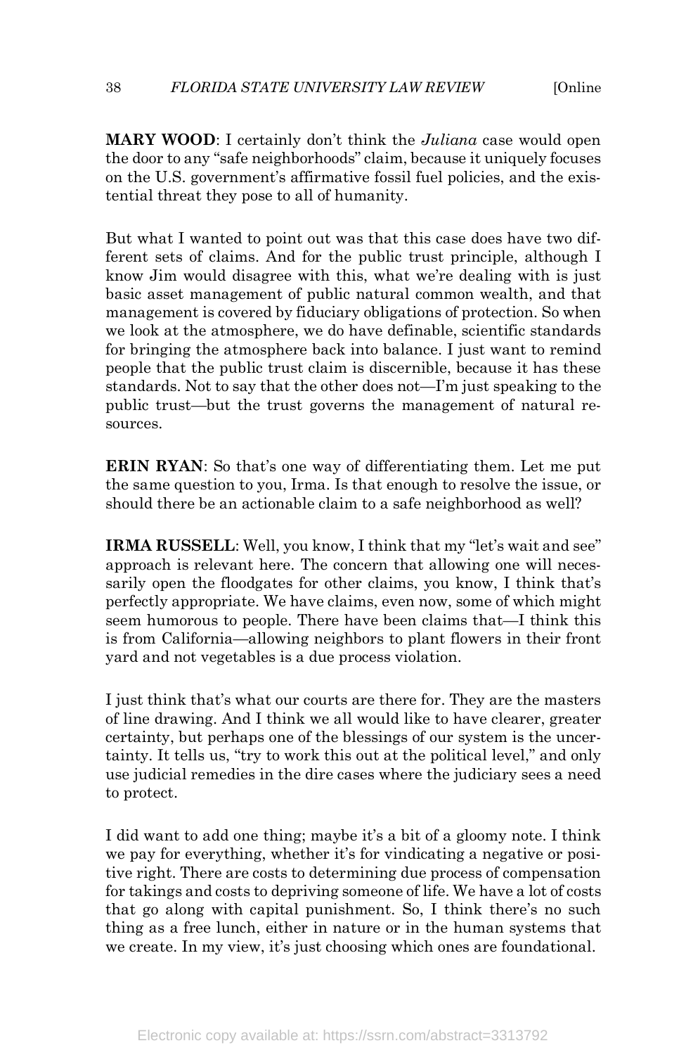**MARY WOOD**: I certainly don't think the *Juliana* case would open the door to any "safe neighborhoods" claim, because it uniquely focuses on the U.S. government's affirmative fossil fuel policies, and the existential threat they pose to all of humanity.

But what I wanted to point out was that this case does have two different sets of claims. And for the public trust principle, although I know Jim would disagree with this, what we're dealing with is just basic asset management of public natural common wealth, and that management is covered by fiduciary obligations of protection. So when we look at the atmosphere, we do have definable, scientific standards for bringing the atmosphere back into balance. I just want to remind people that the public trust claim is discernible, because it has these standards. Not to say that the other does not—I'm just speaking to the public trust—but the trust governs the management of natural resources.

**ERIN RYAN**: So that's one way of differentiating them. Let me put the same question to you, Irma. Is that enough to resolve the issue, or should there be an actionable claim to a safe neighborhood as well?

**IRMA RUSSELL**: Well, you know, I think that my "let's wait and see" approach is relevant here. The concern that allowing one will necessarily open the floodgates for other claims, you know, I think that's perfectly appropriate. We have claims, even now, some of which might seem humorous to people. There have been claims that—I think this is from California—allowing neighbors to plant flowers in their front yard and not vegetables is a due process violation.

I just think that's what our courts are there for. They are the masters of line drawing. And I think we all would like to have clearer, greater certainty, but perhaps one of the blessings of our system is the uncertainty. It tells us, "try to work this out at the political level," and only use judicial remedies in the dire cases where the judiciary sees a need to protect.

I did want to add one thing; maybe it's a bit of a gloomy note. I think we pay for everything, whether it's for vindicating a negative or positive right. There are costs to determining due process of compensation for takings and costs to depriving someone of life. We have a lot of costs that go along with capital punishment. So, I think there's no such thing as a free lunch, either in nature or in the human systems that we create. In my view, it's just choosing which ones are foundational.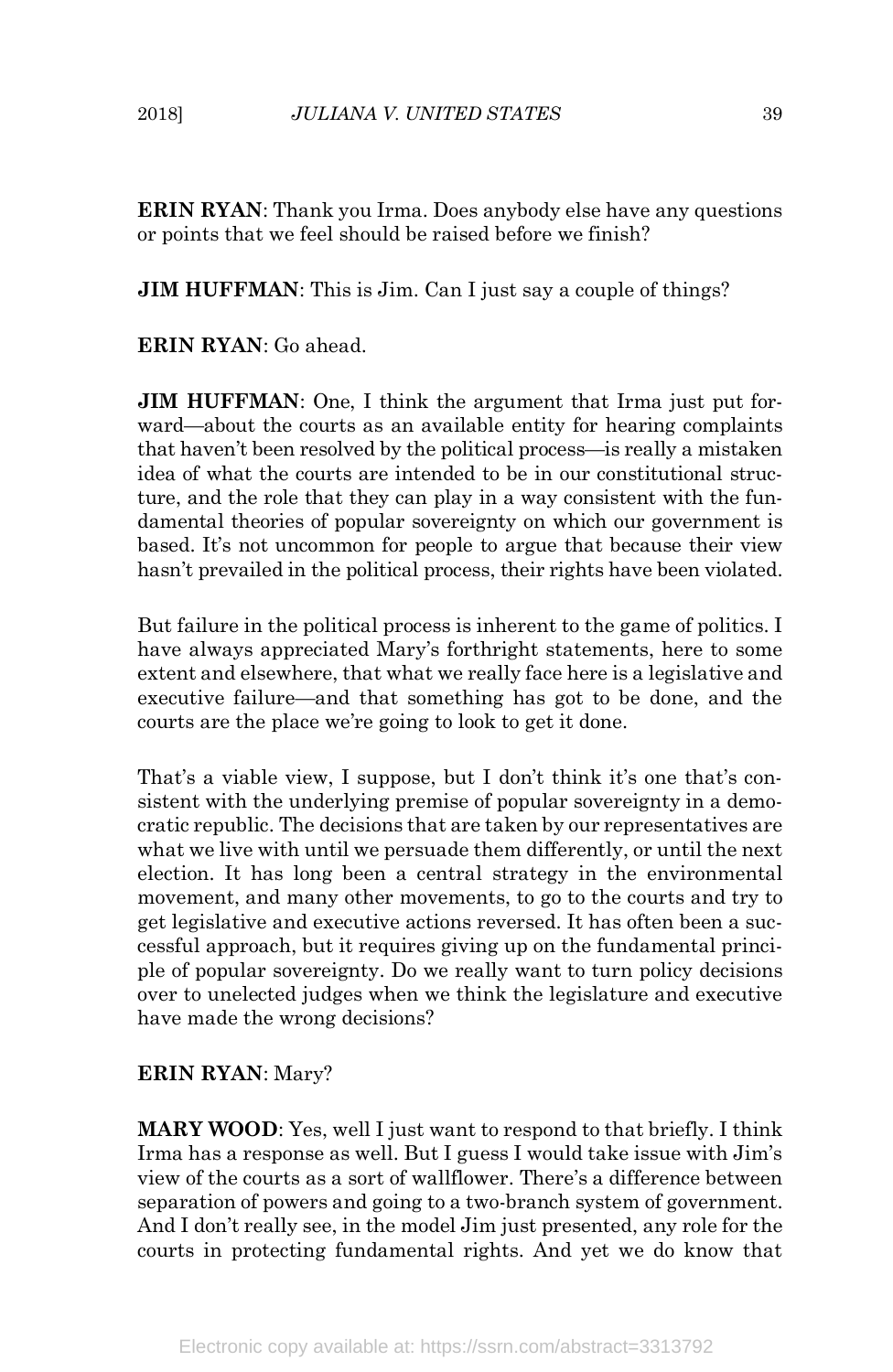**ERIN RYAN**: Thank you Irma. Does anybody else have any questions or points that we feel should be raised before we finish?

**JIM HUFFMAN**: This is Jim. Can I just say a couple of things?

**ERIN RYAN**: Go ahead.

**JIM HUFFMAN**: One, I think the argument that Irma just put forward—about the courts as an available entity for hearing complaints that haven't been resolved by the political process—is really a mistaken idea of what the courts are intended to be in our constitutional structure, and the role that they can play in a way consistent with the fundamental theories of popular sovereignty on which our government is based. It's not uncommon for people to argue that because their view hasn't prevailed in the political process, their rights have been violated.

But failure in the political process is inherent to the game of politics. I have always appreciated Mary's forthright statements, here to some extent and elsewhere, that what we really face here is a legislative and executive failure—and that something has got to be done, and the courts are the place we're going to look to get it done.

That's a viable view, I suppose, but I don't think it's one that's consistent with the underlying premise of popular sovereignty in a democratic republic. The decisions that are taken by our representatives are what we live with until we persuade them differently, or until the next election. It has long been a central strategy in the environmental movement, and many other movements, to go to the courts and try to get legislative and executive actions reversed. It has often been a successful approach, but it requires giving up on the fundamental principle of popular sovereignty. Do we really want to turn policy decisions over to unelected judges when we think the legislature and executive have made the wrong decisions?

**ERIN RYAN**: Mary?

**MARY WOOD**: Yes, well I just want to respond to that briefly. I think Irma has a response as well. But I guess I would take issue with Jim's view of the courts as a sort of wallflower. There's a difference between separation of powers and going to a two-branch system of government. And I don't really see, in the model Jim just presented, any role for the courts in protecting fundamental rights. And yet we do know that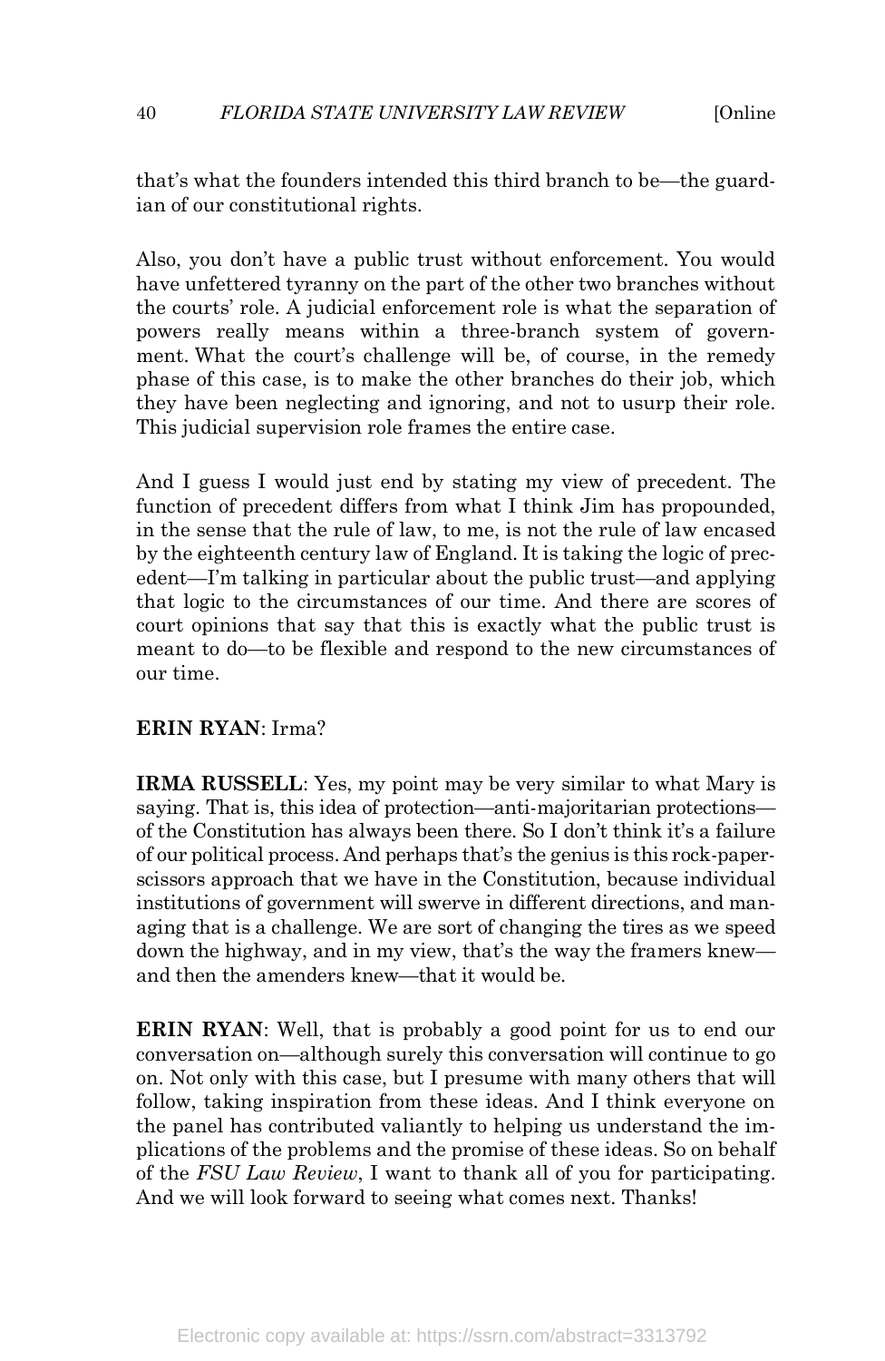that's what the founders intended this third branch to be—the guardian of our constitutional rights.

Also, you don't have a public trust without enforcement. You would have unfettered tyranny on the part of the other two branches without the courts' role. A judicial enforcement role is what the separation of powers really means within a three-branch system of government. What the court's challenge will be, of course, in the remedy phase of this case, is to make the other branches do their job, which they have been neglecting and ignoring, and not to usurp their role. This judicial supervision role frames the entire case.

And I guess I would just end by stating my view of precedent. The function of precedent differs from what I think Jim has propounded, in the sense that the rule of law, to me, is not the rule of law encased by the eighteenth century law of England. It is taking the logic of precedent—I'm talking in particular about the public trust—and applying that logic to the circumstances of our time. And there are scores of court opinions that say that this is exactly what the public trust is meant to do—to be flexible and respond to the new circumstances of our time.

**ERIN RYAN**: Irma?

**IRMA RUSSELL**: Yes, my point may be very similar to what Mary is saying. That is, this idea of protection—anti-majoritarian protections—of the Constitution has always been there. So I don't think it's a failure of our political process. And perhaps that's the genius is this rock-paper-scissors approach that we have in the Constitution, because individual institutions of government will swerve in different directions, and managing that is a challenge. We are sort of changing the tires as we speed down the highway, and in my view, that's the way the framers knew—and then the amenders knew—that it would be.

**ERIN RYAN**: Well, that is probably a good point for us to end our conversation on—although surely this conversation will continue to go on. Not only with this case, but I presume with many others that will follow, taking inspiration from these ideas. And I think everyone on the panel has contributed valiantly to helping us understand the implications of the problems and the promise of these ideas. So on behalf of the *FSU Law Review*, I want to thank all of you for participating. And we will look forward to seeing what comes next. Thanks!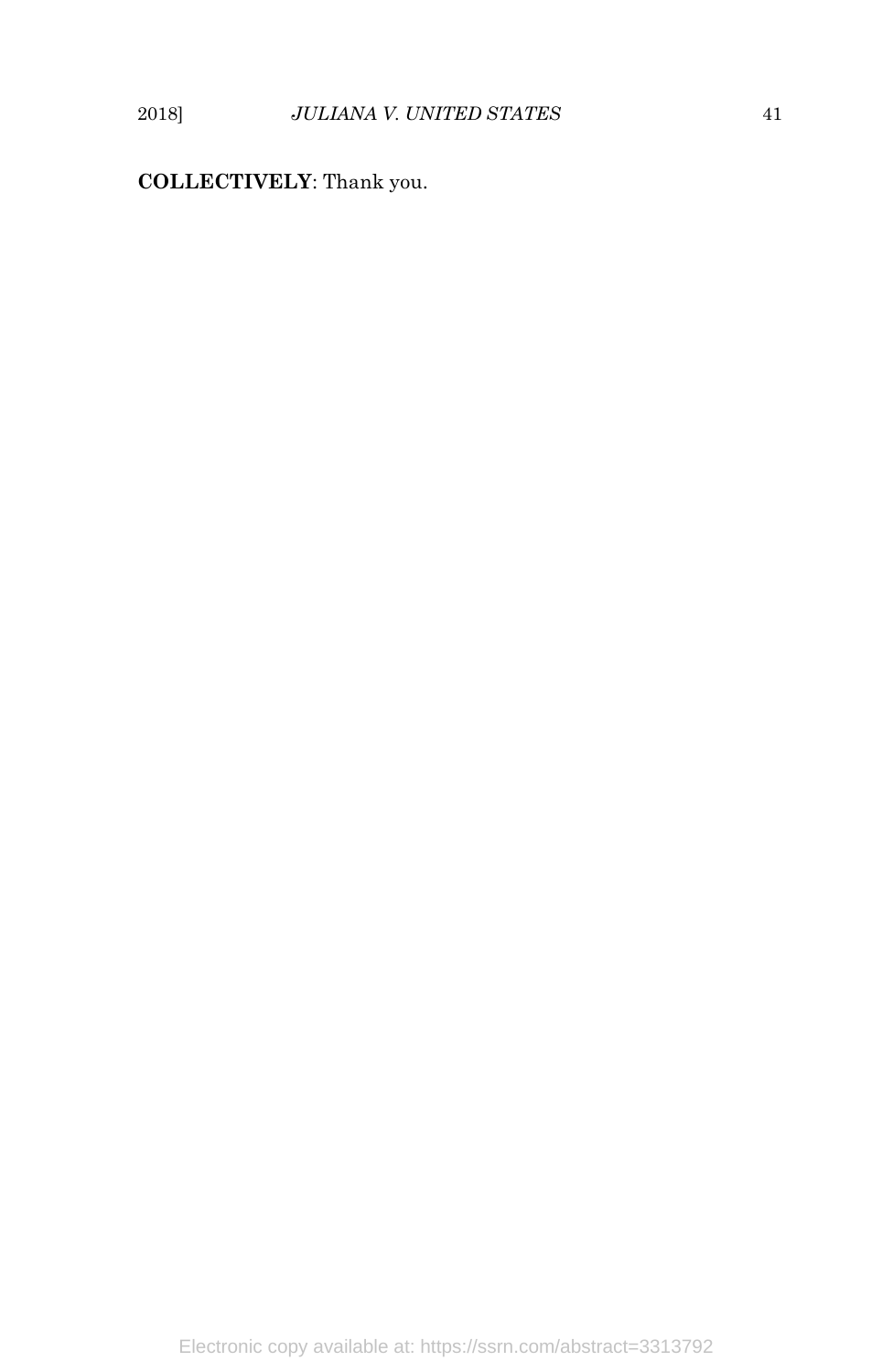**COLLECTIVELY**: Thank you.